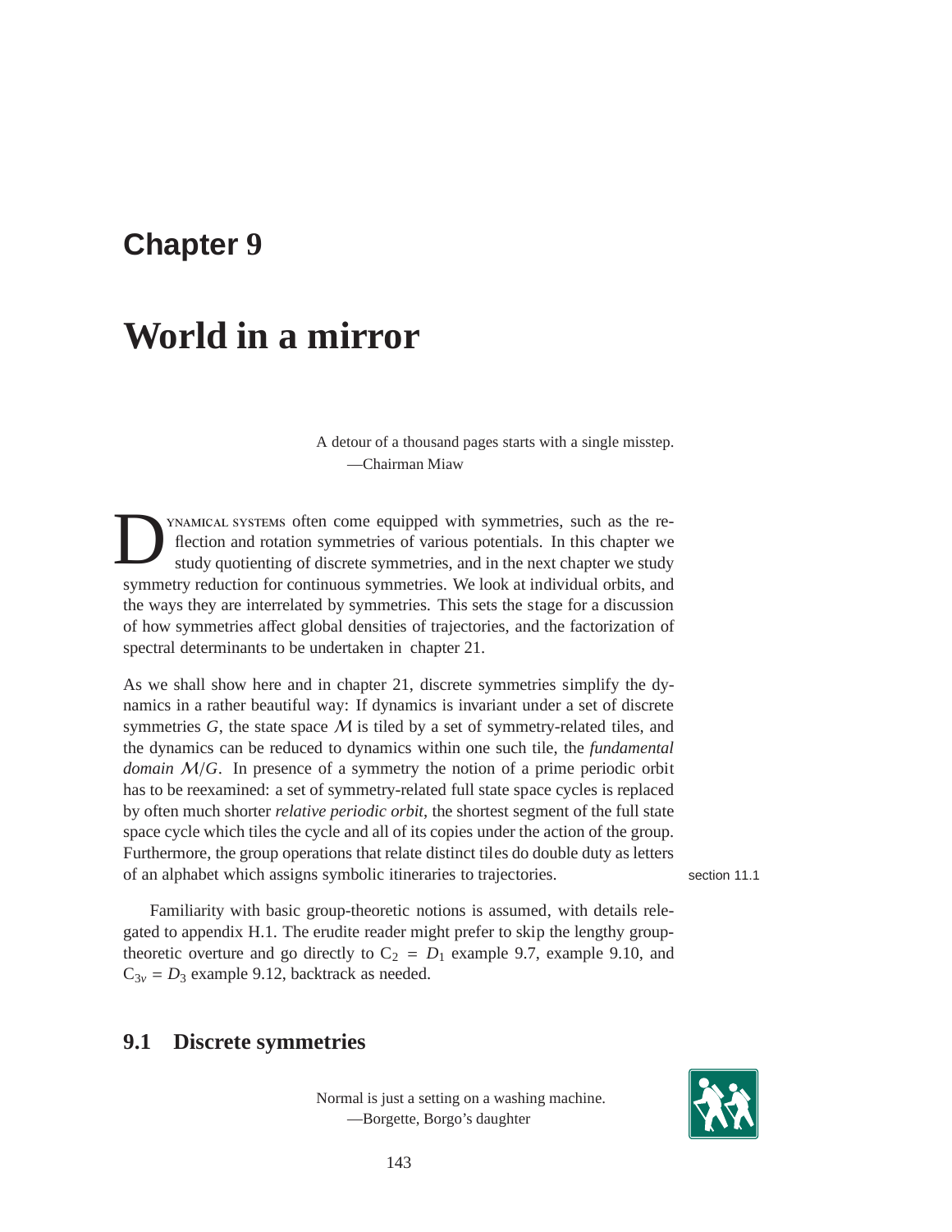# Chapter 9

# World in a mirror

A detour of a thousand pages starts with a single misstep.
—Chairman Miaw

Dynamical systems often come equipped with symmetries, such as the reflection and rotation symmetries of various potentials. In this chapter we study quotienting of discrete symmetries, and in the next chapter we study symmetry reduction for continuous symmetries. We look at individual orbits, and the ways they are interrelated by symmetries. This sets the stage for a discussion of how symmetries affect global densities of trajectories, and the factorization of spectral determinants to be undertaken in chapter 21.

As we shall show here and in chapter 21, discrete symmetries simplify the dynamics in a rather beautiful way: If dynamics is invariant under a set of discrete symmetries $G$, the state space $\mathcal{M}$ is tiled by a set of symmetry-related tiles, and the dynamics can be reduced to dynamics within one such tile, the *fundamental domain* $\mathcal{M}/G$. In presence of a symmetry the notion of a prime periodic orbit has to be reexamined: a set of symmetry-related full state space cycles is replaced by often much shorter *relative periodic orbit*, the shortest segment of the full state space cycle which tiles the cycle and all of its copies under the action of the group. Furthermore, the group operations that relate distinct tiles do double duty as letters of an alphabet which assigns symbolic itineraries to trajectories.

section 11.1

Familiarity with basic group-theoretic notions is assumed, with details relegated to appendix H.1. The erudite reader might prefer to skip the lengthy group-theoretic overture and go directly to $C_2 = D_1$ example 9.7, example 9.10, and $C_{3v} = D_3$ example 9.12, backtrack as needed.

## 9.1 Discrete symmetries

Normal is just a setting on a washing machine.
—Borgette, Borgo's daughter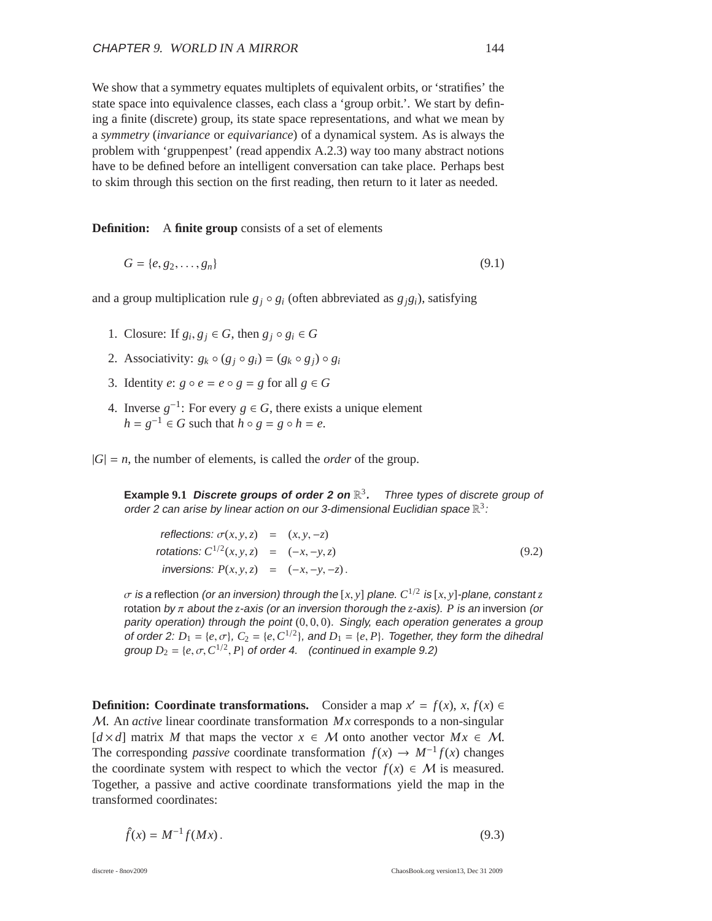We show that a symmetry equates multiplets of equivalent orbits, or 'stratifies' the state space into equivalence classes, each class a 'group orbit.'. We start by defining a finite (discrete) group, its state space representations, and what we mean by a *symmetry* (*invariance* or *equivariance*) of a dynamical system. As is always the problem with 'gruppenpest' (read appendix A.2.3) way too many abstract notions have to be defined before an intelligent conversation can take place. Perhaps best to skim through this section on the first reading, then return to it later as needed.

**Definition:** A **finite group** consists of a set of elements

$$G = \{e, g_2, \dots, g_n\} \tag{9.1}$$

and a group multiplication rule $g_j \circ g_i$ (often abbreviated as $g_j g_i$), satisfying

1. Closure: If $g_i, g_j \in G$, then $g_j \circ g_i \in G$
2. Associativity: $g_k \circ (g_j \circ g_i) = (g_k \circ g_j) \circ g_i$
3. Identity $e$: $g \circ e = e \circ g = g$ for all $g \in G$
4. Inverse $g^{-1}$: For every $g \in G$, there exists a unique element $h = g^{-1} \in G$ such that $h \circ g = g \circ h = e$.

$|G| = n$, the number of elements, is called the *order* of the group.

**Example 9.1** ***Discrete groups of order 2 on*** $\mathbb{R}^3$***.*** *Three types of discrete group of order 2 can arise by linear action on our 3-dimensional Euclidian space* $\mathbb{R}^3$*:*

$$\begin{aligned}
\text{reflections: } \sigma(x, y, z) &= (x, y, -z) \\
\text{rotations: } C^{1/2}(x, y, z) &= (-x, -y, z) \\
\text{inversions: } P(x, y, z) &= (-x, -y, -z)\,.
\end{aligned} \tag{9.2}$$

*$\sigma$ is a* reflection *(or an inversion) through the $[x, y]$ plane. $C^{1/2}$ is $[x, y]$-plane, constant $z$* rotation *by $\pi$ about the $z$-axis (or an inversion thorough the $z$-axis). $P$ is an* inversion *(or parity operation) through the point $(0, 0, 0)$. Singly, each operation generates a group of order 2: $D_1 = \{e, \sigma\}$, $C_2 = \{e, C^{1/2}\}$, and $D_1 = \{e, P\}$. Together, they form the dihedral group $D_2 = \{e, \sigma, C^{1/2}, P\}$ of order 4. (continued in example 9.2)*

**Definition: Coordinate transformations.** Consider a map $x' = f(x)$, $x, f(x) \in \mathcal{M}$. An *active* linear coordinate transformation $Mx$ corresponds to a non-singular $[d \times d]$ matrix $M$ that maps the vector $x \in \mathcal{M}$ onto another vector $Mx \in \mathcal{M}$. The corresponding *passive* coordinate transformation $f(x) \to M^{-1} f(x)$ changes the coordinate system with respect to which the vector $f(x) \in \mathcal{M}$ is measured. Together, a passive and active coordinate transformations yield the map in the transformed coordinates:

$$\hat{f}(x) = M^{-1} f(Mx)\,. \tag{9.3}$$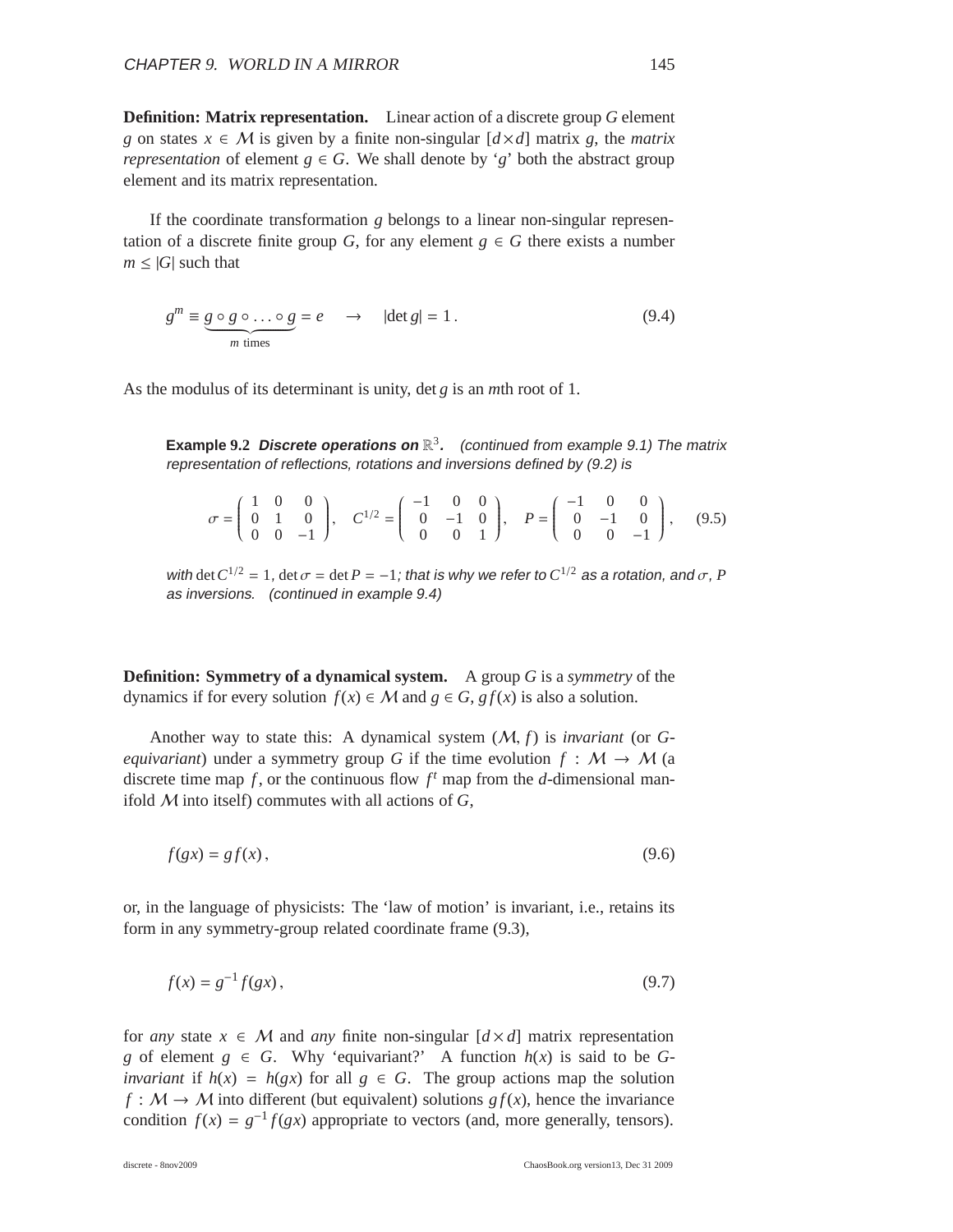**Definition: Matrix representation.** Linear action of a discrete group $G$ element $g$ on states $x \in \mathcal{M}$ is given by a finite non-singular $[d \times d]$ matrix $g$, the *matrix representation* of element $g \in G$. We shall denote by '$g$' both the abstract group element and its matrix representation.

If the coordinate transformation $g$ belongs to a linear non-singular representation of a discrete finite group $G$, for any element $g \in G$ there exists a number $m \leq |G|$ such that

$$g^m \equiv \underbrace{g \circ g \circ \ldots \circ g}_{m \text{ times}} = e \quad \rightarrow \quad |\det g| = 1\,. \tag{9.4}$$

As the modulus of its determinant is unity, $\det g$ is an $m$th root of 1.

**Example 9.2** ***Discrete operations on*** $\mathbb{R}^3$. *(continued from example 9.1) The matrix representation of reflections, rotations and inversions defined by (9.2) is*

$$\sigma = \begin{pmatrix} 1 & 0 & 0 \\ 0 & 1 & 0 \\ 0 & 0 & -1 \end{pmatrix}, \quad C^{1/2} = \begin{pmatrix} -1 & 0 & 0 \\ 0 & -1 & 0 \\ 0 & 0 & 1 \end{pmatrix}, \quad P = \begin{pmatrix} -1 & 0 & 0 \\ 0 & -1 & 0 \\ 0 & 0 & -1 \end{pmatrix}, \tag{9.5}$$

*with* $\det C^{1/2} = 1$, $\det \sigma = \det P = -1$*; that is why we refer to* $C^{1/2}$ *as a rotation, and* $\sigma$, $P$ *as inversions.* *(continued in example 9.4)*

**Definition: Symmetry of a dynamical system.** A group $G$ is a *symmetry* of the dynamics if for every solution $f(x) \in \mathcal{M}$ and $g \in G$, $gf(x)$ is also a solution.

Another way to state this: A dynamical system $(\mathcal{M}, f)$ is *invariant* (or *G-equivariant*) under a symmetry group $G$ if the time evolution $f : \mathcal{M} \to \mathcal{M}$ (a discrete time map $f$, or the continuous flow $f^t$ map from the $d$-dimensional manifold $\mathcal{M}$ into itself) commutes with all actions of $G$,

$$f(gx) = g f(x)\,, \tag{9.6}$$

or, in the language of physicists: The 'law of motion' is invariant, i.e., retains its form in any symmetry-group related coordinate frame (9.3),

$$f(x) = g^{-1} f(gx)\,, \tag{9.7}$$

for *any* state $x \in \mathcal{M}$ and *any* finite non-singular $[d \times d]$ matrix representation $g$ of element $g \in G$. Why 'equivariant?' A function $h(x)$ is said to be *G-invariant* if $h(x) = h(gx)$ for all $g \in G$. The group actions map the solution $f : \mathcal{M} \to \mathcal{M}$ into different (but equivalent) solutions $gf(x)$, hence the invariance condition $f(x) = g^{-1} f(gx)$ appropriate to vectors (and, more generally, tensors).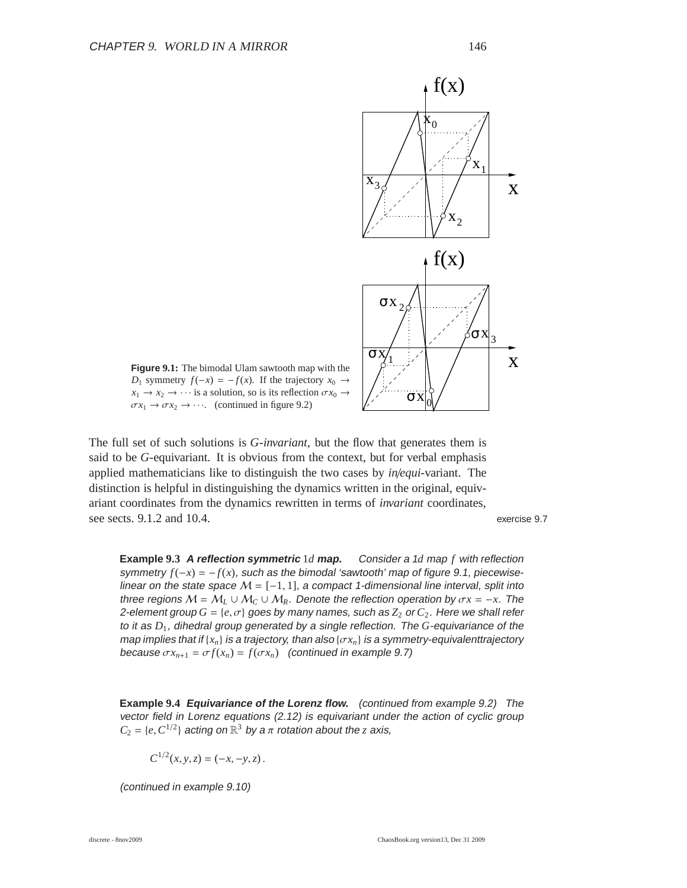f(x)

$x_0$

$x_1$

$x_3$

x

$x_2$

f(x)

$\sigma x_2$

$\sigma x_3$

$\sigma x_1$

x

$\sigma x_0$

**Figure 9.1:** The bimodal Ulam sawtooth map with the $D_1$ symmetry $f(-x) = -f(x)$. If the trajectory $x_0 \to x_1 \to x_2 \to \cdots$ is a solution, so is its reflection $\sigma x_0 \to \sigma x_1 \to \sigma x_2 \to \cdots$. (continued in figure 9.2)

The full set of such solutions is *G-invariant*, but the flow that generates them is said to be *G*-equivariant. It is obvious from the context, but for verbal emphasis applied mathematicians like to distinguish the two cases by *in/equi*-variant. The distinction is helpful in distinguishing the dynamics written in the original, equivariant coordinates from the dynamics rewritten in terms of *invariant* coordinates, see sects. 9.1.2 and 10.4.

exercise 9.7

**Example 9.3** ***A reflection symmetric*** **1*d* *map.*** *Consider a 1d map $f$ with reflection symmetry $f(-x) = -f(x)$, such as the bimodal 'sawtooth' map of figure 9.1, piecewise-linear on the state space $\mathcal{M} = [-1, 1]$, a compact 1-dimensional line interval, split into three regions $\mathcal{M} = \mathcal{M}_L \cup \mathcal{M}_C \cup \mathcal{M}_R$. Denote the reflection operation by $\sigma x = -x$. The 2-element group $G = \{e, \sigma\}$ goes by many names, such as $Z_2$ or $C_2$. Here we shall refer to it as $D_1$, dihedral group generated by a single reflection. The $G$-equivariance of the map implies that if $\{x_n\}$ is a trajectory, than also $\{\sigma x_n\}$ is a symmetry-equivalenttrajectory because $\sigma x_{n+1} = \sigma f(x_n) = f(\sigma x_n)$ (continued in example 9.7)*

**Example 9.4** ***Equivariance of the Lorenz flow.*** *(continued from example 9.2) The vector field in Lorenz equations (2.12) is equivariant under the action of cyclic group $C_2 = \{e, C^{1/2}\}$ acting on $\mathbb{R}^3$ by a $\pi$ rotation about the $z$ axis,*

$$C^{1/2}(x, y, z) = (-x, -y, z) .$$

*(continued in example 9.10)*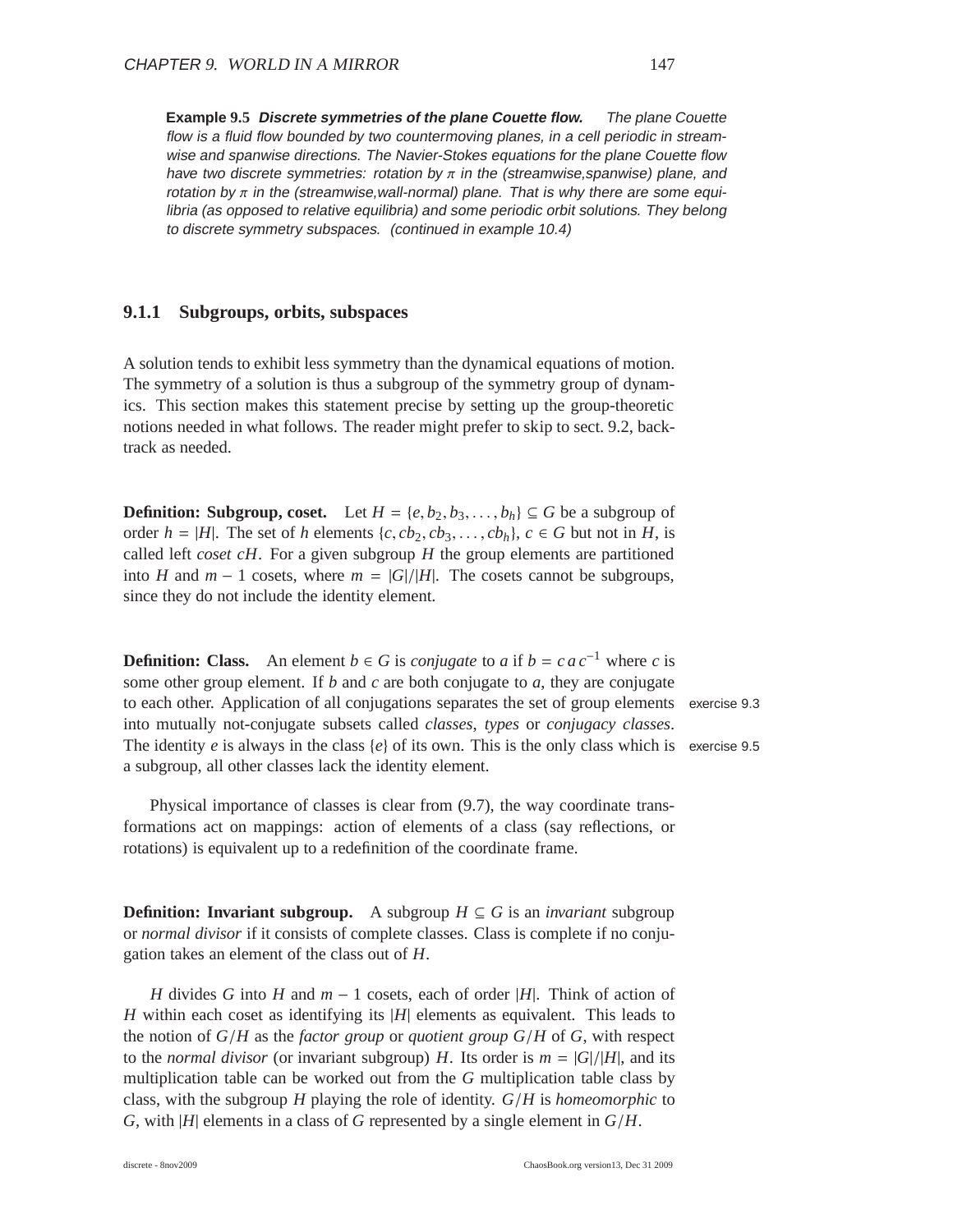**Example 9.5** ***Discrete symmetries of the plane Couette flow.*** *The plane Couette flow is a fluid flow bounded by two countermoving planes, in a cell periodic in streamwise and spanwise directions. The Navier-Stokes equations for the plane Couette flow have two discrete symmetries: rotation by $\pi$ in the (streamwise,spanwise) plane, and rotation by $\pi$ in the (streamwise,wall-normal) plane. That is why there are some equilibria (as opposed to relative equilibria) and some periodic orbit solutions. They belong to discrete symmetry subspaces. (continued in example 10.4)*

### 9.1.1 Subgroups, orbits, subspaces

A solution tends to exhibit less symmetry than the dynamical equations of motion. The symmetry of a solution is thus a subgroup of the symmetry group of dynamics. This section makes this statement precise by setting up the group-theoretic notions needed in what follows. The reader might prefer to skip to sect. 9.2, backtrack as needed.

**Definition: Subgroup, coset.** Let $H = \{e, b_2, b_3, \ldots, b_h\} \subseteq G$ be a subgroup of order $h = |H|$. The set of $h$ elements $\{c, cb_2, cb_3, \ldots, cb_h\}$, $c \in G$ but not in $H$, is called left *coset* $cH$. For a given subgroup $H$ the group elements are partitioned into $H$ and $m - 1$ cosets, where $m = |G|/|H|$. The cosets cannot be subgroups, since they do not include the identity element.

**Definition: Class.** An element $b \in G$ is *conjugate* to $a$ if $b = c\,a\,c^{-1}$ where $c$ is some other group element. If $b$ and $c$ are both conjugate to $a$, they are conjugate to each other. Application of all conjugations separates the set of group elements into mutually not-conjugate subsets called *classes*, *types* or *conjugacy classes*. The identity $e$ is always in the class $\{e\}$ of its own. This is the only class which is a subgroup, all other classes lack the identity element.

exercise 9.3

exercise 9.5

Physical importance of classes is clear from (9.7), the way coordinate transformations act on mappings: action of elements of a class (say reflections, or rotations) is equivalent up to a redefinition of the coordinate frame.

**Definition: Invariant subgroup.** A subgroup $H \subseteq G$ is an *invariant* subgroup or *normal divisor* if it consists of complete classes. Class is complete if no conjugation takes an element of the class out of $H$.

$H$ divides $G$ into $H$ and $m - 1$ cosets, each of order $|H|$. Think of action of $H$ within each coset as identifying its $|H|$ elements as equivalent. This leads to the notion of $G/H$ as the *factor group* or *quotient group* $G/H$ of $G$, with respect to the *normal divisor* (or invariant subgroup) $H$. Its order is $m = |G|/|H|$, and its multiplication table can be worked out from the $G$ multiplication table class by class, with the subgroup $H$ playing the role of identity. $G/H$ is *homeomorphic* to $G$, with $|H|$ elements in a class of $G$ represented by a single element in $G/H$.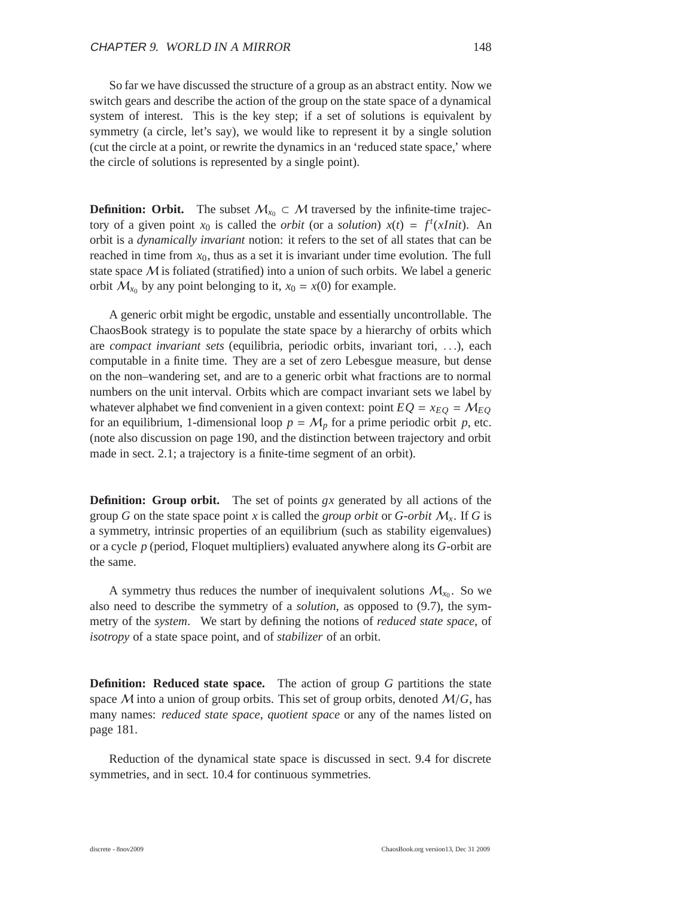So far we have discussed the structure of a group as an abstract entity. Now we switch gears and describe the action of the group on the state space of a dynamical system of interest. This is the key step; if a set of solutions is equivalent by symmetry (a circle, let's say), we would like to represent it by a single solution (cut the circle at a point, or rewrite the dynamics in an 'reduced state space,' where the circle of solutions is represented by a single point).

**Definition: Orbit.** The subset $\mathcal{M}_{x_0} \subset \mathcal{M}$ traversed by the infinite-time trajectory of a given point $x_0$ is called the *orbit* (or a *solution*) $x(t) = f^t(xInit)$. An orbit is a *dynamically invariant* notion: it refers to the set of all states that can be reached in time from $x_0$, thus as a set it is invariant under time evolution. The full state space $\mathcal{M}$ is foliated (stratified) into a union of such orbits. We label a generic orbit $\mathcal{M}_{x_0}$ by any point belonging to it, $x_0 = x(0)$ for example.

A generic orbit might be ergodic, unstable and essentially uncontrollable. The ChaosBook strategy is to populate the state space by a hierarchy of orbits which are *compact invariant sets* (equilibria, periodic orbits, invariant tori, ...), each computable in a finite time. They are a set of zero Lebesgue measure, but dense on the non–wandering set, and are to a generic orbit what fractions are to normal numbers on the unit interval. Orbits which are compact invariant sets we label by whatever alphabet we find convenient in a given context: point $EQ = x_{EQ} = \mathcal{M}_{EQ}$ for an equilibrium, 1-dimensional loop $p = \mathcal{M}_p$ for a prime periodic orbit $p$, etc. (note also discussion on page 190, and the distinction between trajectory and orbit made in sect. 2.1; a trajectory is a finite-time segment of an orbit).

**Definition: Group orbit.** The set of points $gx$ generated by all actions of the group $G$ on the state space point $x$ is called the *group orbit* or *G-orbit* $\mathcal{M}_x$. If $G$ is a symmetry, intrinsic properties of an equilibrium (such as stability eigenvalues) or a cycle $p$ (period, Floquet multipliers) evaluated anywhere along its $G$-orbit are the same.

A symmetry thus reduces the number of inequivalent solutions $\mathcal{M}_{x_0}$. So we also need to describe the symmetry of a *solution*, as opposed to (9.7), the symmetry of the *system*. We start by defining the notions of *reduced state space*, of *isotropy* of a state space point, and of *stabilizer* of an orbit.

**Definition: Reduced state space.** The action of group $G$ partitions the state space $\mathcal{M}$ into a union of group orbits. This set of group orbits, denoted $\mathcal{M}/G$, has many names: *reduced state space*, *quotient space* or any of the names listed on page 181.

Reduction of the dynamical state space is discussed in sect. 9.4 for discrete symmetries, and in sect. 10.4 for continuous symmetries.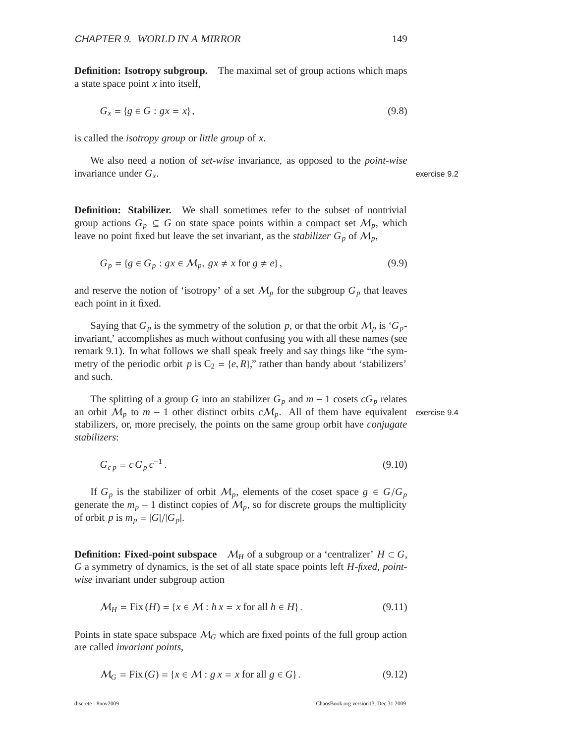**Definition: Isotropy subgroup.** The maximal set of group actions which maps a state space point $x$ into itself,

$$G_x = \{g \in G : gx = x\}, \tag{9.8}$$

is called the *isotropy group* or *little group* of $x$.

We also need a notion of *set-wise* invariance, as opposed to the *point-wise* invariance under $G_x$.

exercise 9.2

**Definition: Stabilizer.** We shall sometimes refer to the subset of nontrivial group actions $G_p \subseteq G$ on state space points within a compact set $\mathcal{M}_p$, which leave no point fixed but leave the set invariant, as the *stabilizer* $G_p$ of $\mathcal{M}_p$,

$$G_p = \{g \in G_p : gx \in \mathcal{M}_p,\ gx \neq x \text{ for } g \neq e\}, \tag{9.9}$$

and reserve the notion of 'isotropy' of a set $\mathcal{M}_p$ for the subgroup $G_p$ that leaves each point in it fixed.

Saying that $G_p$ is the symmetry of the solution $p$, or that the orbit $\mathcal{M}_p$ is '$G_p$-invariant,' accomplishes as much without confusing you with all these names (see remark 9.1). In what follows we shall speak freely and say things like "the symmetry of the periodic orbit $p$ is $C_2 = \{e, R\}$," rather than bandy about 'stabilizers' and such.

The splitting of a group $G$ into an stabilizer $G_p$ and $m - 1$ cosets $cG_p$ relates an orbit $\mathcal{M}_p$ to $m - 1$ other distinct orbits $c\mathcal{M}_p$. All of them have equivalent stabilizers, or, more precisely, the points on the same group orbit have *conjugate stabilizers*:

exercise 9.4

$$G_{c\,p} = c\,G_p\,c^{-1}. \tag{9.10}$$

If $G_p$ is the stabilizer of orbit $\mathcal{M}_p$, elements of the coset space $g \in G/G_p$ generate the $m_p - 1$ distinct copies of $\mathcal{M}_p$, so for discrete groups the multiplicity of orbit $p$ is $m_p = |G|/|G_p|$.

**Definition: Fixed-point subspace** $\mathcal{M}_H$ of a subgroup or a 'centralizer' $H \subset G$, $G$ a symmetry of dynamics, is the set of all state space points left *H-fixed*, *point-wise* invariant under subgroup action

$$\mathcal{M}_H = \text{Fix}\,(H) = \{x \in \mathcal{M} : h\,x = x \text{ for all } h \in H\}. \tag{9.11}$$

Points in state space subspace $\mathcal{M}_G$ which are fixed points of the full group action are called *invariant points*,

$$\mathcal{M}_G = \text{Fix}\,(G) = \{x \in \mathcal{M} : g\,x = x \text{ for all } g \in G\}. \tag{9.12}$$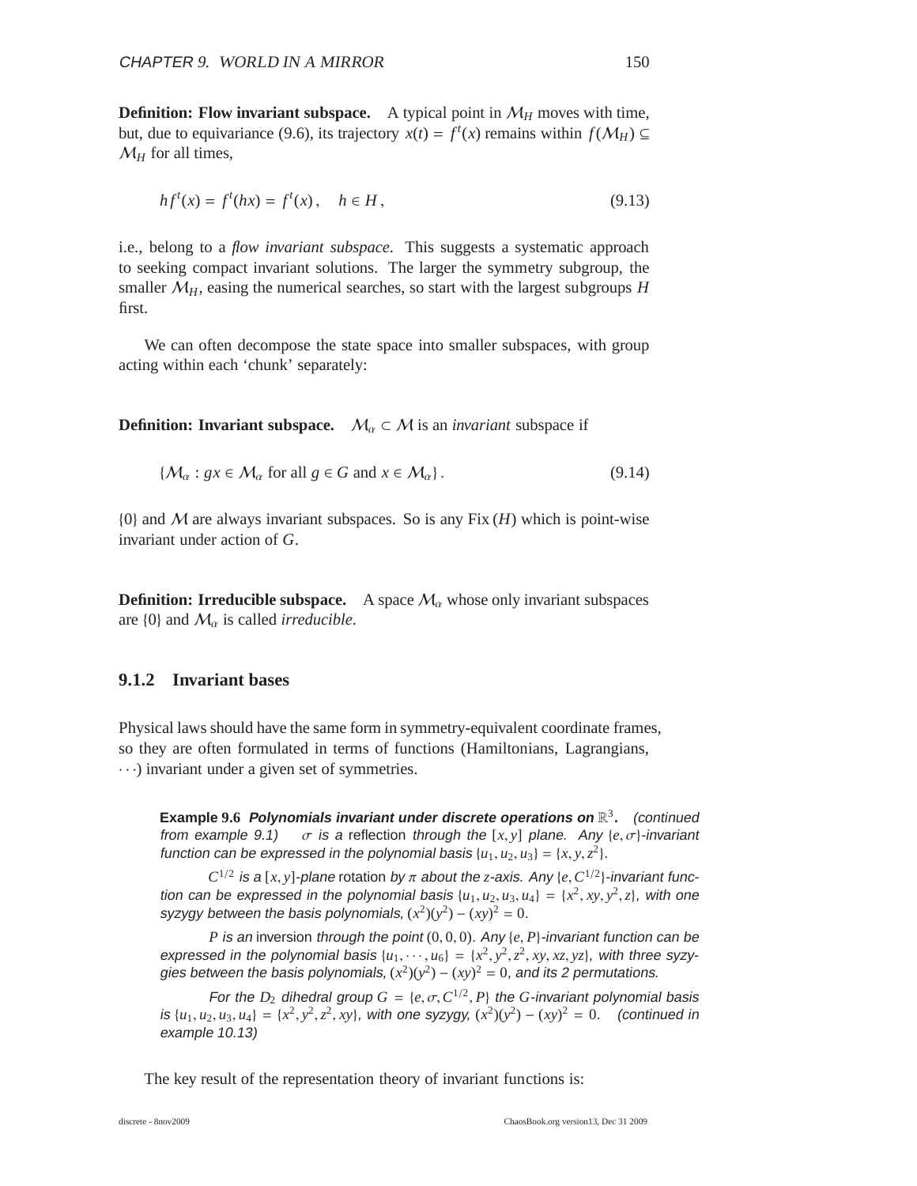**Definition: Flow invariant subspace.** A typical point in $\mathcal{M}_H$ moves with time, but, due to equivariance (9.6), its trajectory $x(t) = f^t(x)$ remains within $f(\mathcal{M}_H) \subseteq \mathcal{M}_H$ for all times,

$$h f^t(x) = f^t(hx) = f^t(x)\,, \quad h \in H\,, \tag{9.13}$$

i.e., belong to a *flow invariant subspace*. This suggests a systematic approach to seeking compact invariant solutions. The larger the symmetry subgroup, the smaller $\mathcal{M}_H$, easing the numerical searches, so start with the largest subgroups $H$ first.

We can often decompose the state space into smaller subspaces, with group acting within each 'chunk' separately:

**Definition: Invariant subspace.** $\mathcal{M}_\alpha \subset \mathcal{M}$ is an *invariant* subspace if

$$\{\mathcal{M}_\alpha : gx \in \mathcal{M}_\alpha \text{ for all } g \in G \text{ and } x \in \mathcal{M}_\alpha\}\,. \tag{9.14}$$

$\{0\}$ and $\mathcal{M}$ are always invariant subspaces. So is any $\mathrm{Fix}\,(H)$ which is point-wise invariant under action of $G$.

**Definition: Irreducible subspace.** A space $\mathcal{M}_\alpha$ whose only invariant subspaces are $\{0\}$ and $\mathcal{M}_\alpha$ is called *irreducible*.

### 9.1.2 Invariant bases

Physical laws should have the same form in symmetry-equivalent coordinate frames, so they are often formulated in terms of functions (Hamiltonians, Lagrangians, $\cdots$) invariant under a given set of symmetries.

**Example 9.6** ***Polynomials invariant under discrete operations on*** $\mathbb{R}^3$**.** *(continued from example 9.1)* *$\sigma$ is a* reflection *through the $[x, y]$ plane. Any $\{e, \sigma\}$-invariant function can be expressed in the polynomial basis $\{u_1, u_2, u_3\} = \{x, y, z^2\}$.*

*$C^{1/2}$ is a $[x, y]$-plane* rotation *by $\pi$ about the $z$-axis. Any $\{e, C^{1/2}\}$-invariant function can be expressed in the polynomial basis $\{u_1, u_2, u_3, u_4\} = \{x^2, xy, y^2, z\}$, with one syzygy between the basis polynomials, $(x^2)(y^2) - (xy)^2 = 0$.*

*$P$ is an* inversion *through the point $(0, 0, 0)$. Any $\{e, P\}$-invariant function can be expressed in the polynomial basis $\{u_1, \cdots, u_6\} = \{x^2, y^2, z^2, xy, xz, yz\}$, with three syzygies between the basis polynomials, $(x^2)(y^2) - (xy)^2 = 0$, and its 2 permutations.*

*For the $D_2$ dihedral group $G = \{e, \sigma, C^{1/2}, P\}$ the $G$-invariant polynomial basis is $\{u_1, u_2, u_3, u_4\} = \{x^2, y^2, z^2, xy\}$, with one syzygy, $(x^2)(y^2) - (xy)^2 = 0$.* *(continued in example 10.13)*

The key result of the representation theory of invariant functions is: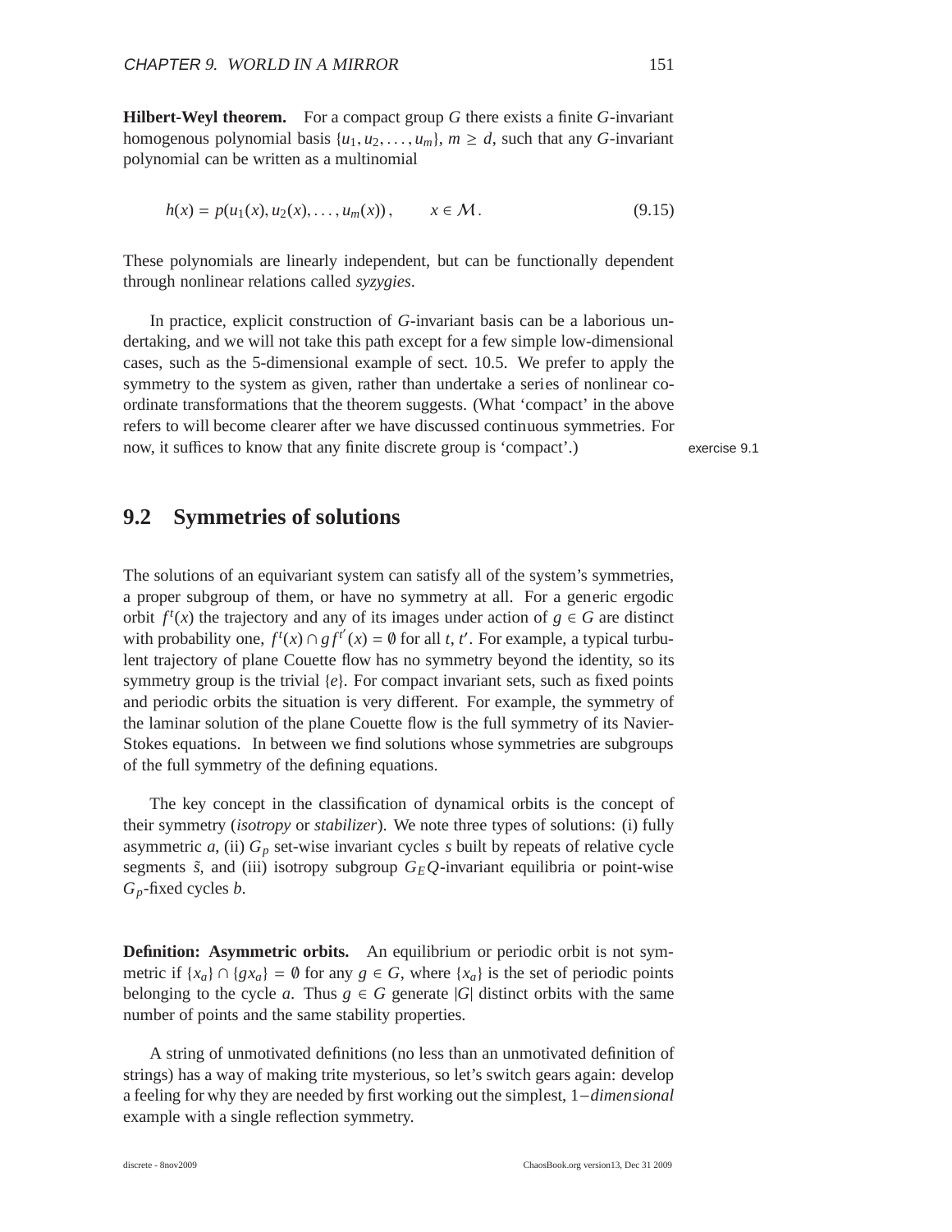**Hilbert-Weyl theorem.** For a compact group $G$ there exists a finite $G$-invariant homogenous polynomial basis $\{u_1, u_2, \ldots, u_m\}$, $m \geq d$, such that any $G$-invariant polynomial can be written as a multinomial

$$h(x) = p(u_1(x), u_2(x), \ldots, u_m(x)), \qquad x \in \mathcal{M}. \tag{9.15}$$

These polynomials are linearly independent, but can be functionally dependent through nonlinear relations called *syzygies*.

In practice, explicit construction of $G$-invariant basis can be a laborious undertaking, and we will not take this path except for a few simple low-dimensional cases, such as the 5-dimensional example of sect. 10.5. We prefer to apply the symmetry to the system as given, rather than undertake a series of nonlinear coordinate transformations that the theorem suggests. (What 'compact' in the above refers to will become clearer after we have discussed continuous symmetries. For now, it suffices to know that any finite discrete group is 'compact'.)

exercise 9.1

## 9.2 Symmetries of solutions

The solutions of an equivariant system can satisfy all of the system's symmetries, a proper subgroup of them, or have no symmetry at all. For a generic ergodic orbit $f^t(x)$ the trajectory and any of its images under action of $g \in G$ are distinct with probability one, $f^t(x) \cap g f^{t'}(x) = \emptyset$ for all $t, t'$. For example, a typical turbulent trajectory of plane Couette flow has no symmetry beyond the identity, so its symmetry group is the trivial $\{e\}$. For compact invariant sets, such as fixed points and periodic orbits the situation is very different. For example, the symmetry of the laminar solution of the plane Couette flow is the full symmetry of its Navier-Stokes equations. In between we find solutions whose symmetries are subgroups of the full symmetry of the defining equations.

The key concept in the classification of dynamical orbits is the concept of their symmetry (*isotropy* or *stabilizer*). We note three types of solutions: (i) fully asymmetric $a$, (ii) $G_p$ set-wise invariant cycles $s$ built by repeats of relative cycle segments $\tilde{s}$, and (iii) isotropy subgroup $G_E Q$-invariant equilibria or point-wise $G_p$-fixed cycles $b$.

**Definition: Asymmetric orbits.** An equilibrium or periodic orbit is not symmetric if $\{x_a\} \cap \{g x_a\} = \emptyset$ for any $g \in G$, where $\{x_a\}$ is the set of periodic points belonging to the cycle $a$. Thus $g \in G$ generate $|G|$ distinct orbits with the same number of points and the same stability properties.

A string of unmotivated definitions (no less than an unmotivated definition of strings) has a way of making trite mysterious, so let's switch gears again: develop a feeling for why they are needed by first working out the simplest, 1−*dimensional* example with a single reflection symmetry.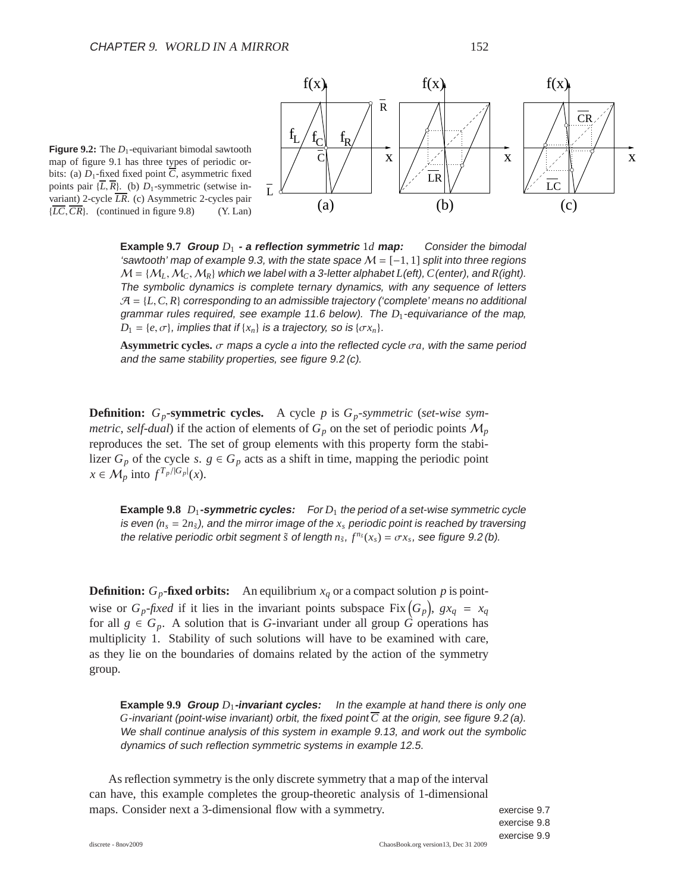f(x)

$\overline{R}$

$f_L$ $f_C$ $f_R$

$\overline{C}$

x

$\overline{L}$

(a)

f(x)

x

$\overline{LR}$

(b)

f(x)

$\overline{CR}$

x

$\overline{LC}$

(c)

**Figure 9.2:** The $D_1$-equivariant bimodal sawtooth map of figure 9.1 has three types of periodic orbits: (a) $D_1$-fixed fixed point $\overline{C}$, asymmetric fixed points pair $\{\overline{L}, \overline{R}\}$. (b) $D_1$-symmetric (setwise invariant) 2-cycle $\overline{LR}$. (c) Asymmetric 2-cycles pair $\{\overline{LC}, \overline{CR}\}$. (continued in figure 9.8) (Y. Lan)

**Example 9.7** ***Group*** $D_1$ ***- a reflection symmetric*** $1d$ ***map:*** *Consider the bimodal 'sawtooth' map of example 9.3, with the state space $\mathcal{M} = [-1, 1]$ split into three regions $\mathcal{M} = \{\mathcal{M}_L, \mathcal{M}_C, \mathcal{M}_R\}$ which we label with a 3-letter alphabet $L$(eft), $C$(enter), and $R$(ight). The symbolic dynamics is complete ternary dynamics, with any sequence of letters $\mathcal{A} = \{L, C, R\}$ corresponding to an admissible trajectory ('complete' means no additional grammar rules required, see example 11.6 below). The $D_1$-equivariance of the map, $D_1 = \{e, \sigma\}$, implies that if $\{x_n\}$ is a trajectory, so is $\{\sigma x_n\}$.*

**Asymmetric cycles.** *$\sigma$ maps a cycle $a$ into the reflected cycle $\sigma a$, with the same period and the same stability properties, see figure 9.2 (c).*

**Definition:** $G_p$**-symmetric cycles.** A cycle $p$ is $G_p$-*symmetric* (*set-wise symmetric*, *self-dual*) if the action of elements of $G_p$ on the set of periodic points $\mathcal{M}_p$ reproduces the set. The set of group elements with this property form the stabilizer $G_p$ of the cycle $s$. $g \in G_p$ acts as a shift in time, mapping the periodic point $x \in \mathcal{M}_p$ into $f^{T_p/|G_p|}(x)$.

**Example 9.8** $D_1$***-symmetric cycles:*** *For $D_1$ the period of a set-wise symmetric cycle is even ($n_s = 2n_{\tilde{s}}$), and the mirror image of the $x_s$ periodic point is reached by traversing the relative periodic orbit segment $\tilde{s}$ of length $n_{\tilde{s}}$, $f^{n_{\tilde{s}}}(x_s) = \sigma x_s$, see figure 9.2 (b).*

**Definition:** $G_p$**-fixed orbits:** An equilibrium $x_q$ or a compact solution $p$ is point-wise or $G_p$-*fixed* if it lies in the invariant points subspace $\text{Fix}\left(G_p\right)$, $gx_q = x_q$ for all $g \in G_p$. A solution that is $G$-invariant under all group $G$ operations has multiplicity 1. Stability of such solutions will have to be examined with care, as they lie on the boundaries of domains related by the action of the symmetry group.

**Example 9.9** ***Group*** $D_1$***-invariant cycles:*** *In the example at hand there is only one $G$-invariant (point-wise invariant) orbit, the fixed point $\overline{C}$ at the origin, see figure 9.2 (a). We shall continue analysis of this system in example 9.13, and work out the symbolic dynamics of such reflection symmetric systems in example 12.5.*

As reflection symmetry is the only discrete symmetry that a map of the interval can have, this example completes the group-theoretic analysis of 1-dimensional maps. Consider next a 3-dimensional flow with a symmetry.

exercise 9.7
exercise 9.8
exercise 9.9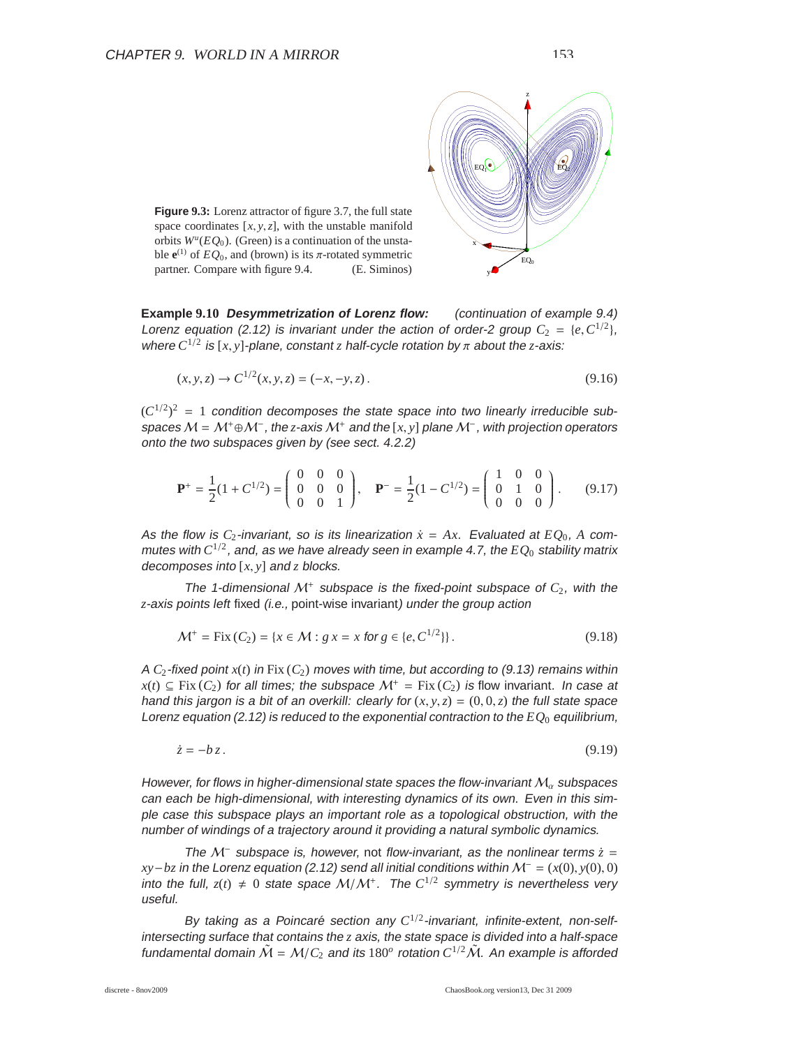**Figure 9.3:** Lorenz attractor of figure 3.7, the full state space coordinates $[x, y, z]$, with the unstable manifold orbits $W^u(EQ_0)$. (Green) is a continuation of the unstable $\mathbf{e}^{(1)}$ of $EQ_0$, and (brown) is its $\pi$-rotated symmetric partner. Compare with figure 9.4. (E. Siminos)

EQ$_1$
EQ$_2$
EQ$_0$
z
x
y

**Example 9.10** ***Desymmetrization of Lorenz flow:*** *(continuation of example 9.4)* *Lorenz equation (2.12) is invariant under the action of order-2 group $C_2 = \{e, C^{1/2}\}$, where $C^{1/2}$ is $[x, y]$-plane, constant $z$ half-cycle rotation by $\pi$ about the $z$-axis:*

$$(x, y, z) \to C^{1/2}(x, y, z) = (-x, -y, z)\,. \tag{9.16}$$

*$(C^{1/2})^2 = 1$ condition decomposes the state space into two linearly irreducible subspaces $\mathcal{M} = \mathcal{M}^+ \oplus \mathcal{M}^-$, the $z$-axis $\mathcal{M}^+$ and the $[x, y]$ plane $\mathcal{M}^-$, with projection operators onto the two subspaces given by (see sect. 4.2.2)*

$$\mathbf{P}^+ = \frac{1}{2}(1 + C^{1/2}) = \begin{pmatrix} 0 & 0 & 0 \\ 0 & 0 & 0 \\ 0 & 0 & 1 \end{pmatrix}, \quad \mathbf{P}^- = \frac{1}{2}(1 - C^{1/2}) = \begin{pmatrix} 1 & 0 & 0 \\ 0 & 1 & 0 \\ 0 & 0 & 0 \end{pmatrix}. \tag{9.17}$$

*As the flow is $C_2$-invariant, so is its linearization $\dot{x} = Ax$. Evaluated at $EQ_0$, $A$ commutes with $C^{1/2}$, and, as we have already seen in example 4.7, the $EQ_0$ stability matrix decomposes into $[x, y]$ and $z$ blocks.*

*The 1-dimensional $\mathcal{M}^+$ subspace is the fixed-point subspace of $C_2$, with the $z$-axis points left* fixed *(i.e.,* point-wise invariant*) under the group action*

$$\mathcal{M}^+ = \text{Fix}\,(C_2) = \{x \in \mathcal{M} : g\,x = x \text{ for } g \in \{e, C^{1/2}\}\}\,. \tag{9.18}$$

*A $C_2$-fixed point $x(t)$ in $\text{Fix}\,(C_2)$ moves with time, but according to (9.13) remains within $x(t) \subseteq \text{Fix}\,(C_2)$ for all times; the subspace $\mathcal{M}^+ = \text{Fix}\,(C_2)$ is* flow invariant*. In case at hand this jargon is a bit of an overkill: clearly for $(x, y, z) = (0, 0, z)$ the full state space Lorenz equation (2.12) is reduced to the exponential contraction to the $EQ_0$ equilibrium,*

$$\dot{z} = -b\,z\,. \tag{9.19}$$

*However, for flows in higher-dimensional state spaces the flow-invariant $\mathcal{M}_\alpha$ subspaces can each be high-dimensional, with interesting dynamics of its own. Even in this simple case this subspace plays an important role as a topological obstruction, with the number of windings of a trajectory around it providing a natural symbolic dynamics.*

*The $\mathcal{M}^-$ subspace is, however,* not *flow-invariant, as the nonlinear terms $\dot{z} = xy - bz$ in the Lorenz equation (2.12) send all initial conditions within $\mathcal{M}^- = (x(0), y(0), 0)$ into the full, $z(t) \neq 0$ state space $\mathcal{M}/\mathcal{M}^+$. The $C^{1/2}$ symmetry is nevertheless very useful.*

*By taking as a Poincaré section any $C^{1/2}$-invariant, infinite-extent, non-self-intersecting surface that contains the $z$ axis, the state space is divided into a half-space fundamental domain $\tilde{\mathcal{M}} = \mathcal{M}/C_2$ and its $180^o$ rotation $C^{1/2}\tilde{\mathcal{M}}$. An example is afforded*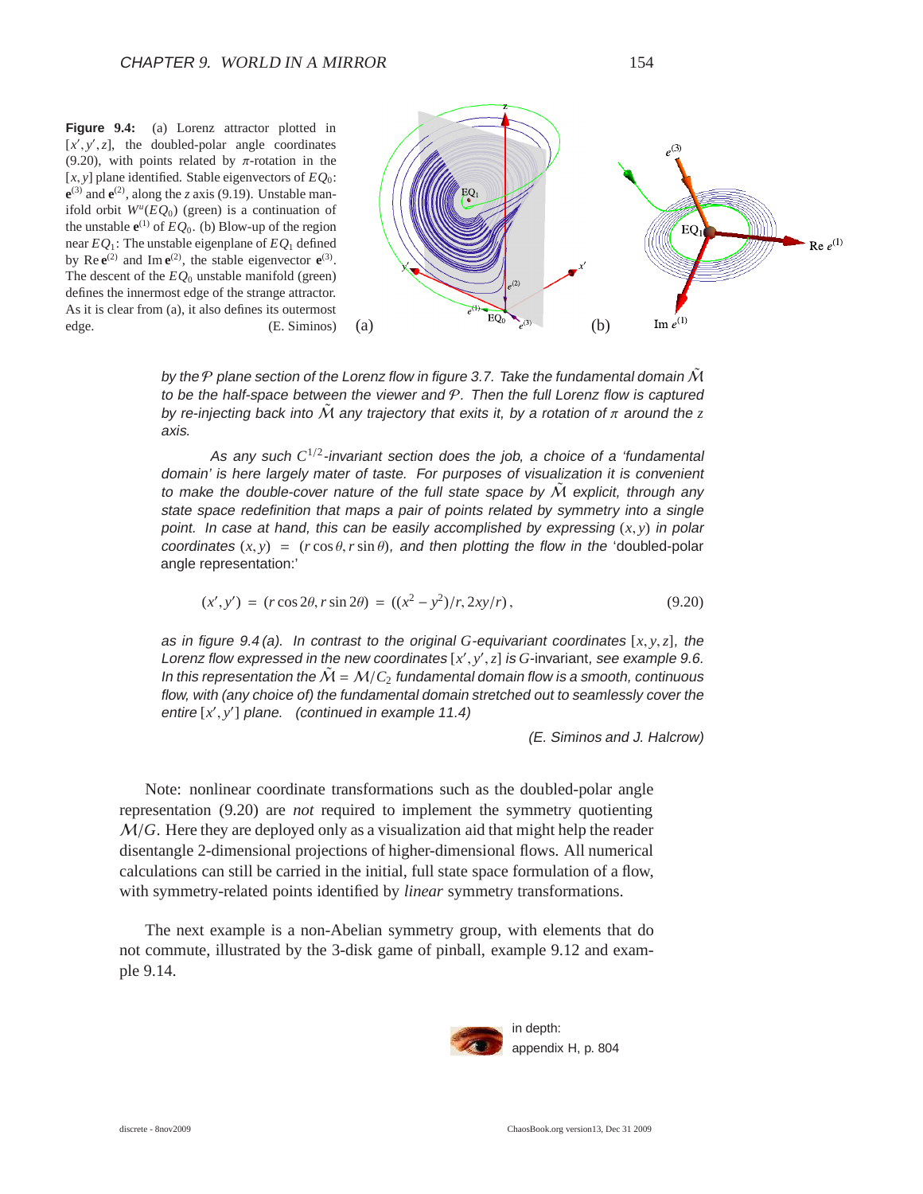**Figure 9.4:** (a) Lorenz attractor plotted in $[x', y', z]$, the doubled-polar angle coordinates (9.20), with points related by $\pi$-rotation in the $[x, y]$ plane identified. Stable eigenvectors of $EQ_0$: $\mathbf{e}^{(3)}$ and $\mathbf{e}^{(2)}$, along the $z$ axis (9.19). Unstable manifold orbit $W^u(EQ_0)$ (green) is a continuation of the unstable $\mathbf{e}^{(1)}$ of $EQ_0$. (b) Blow-up of the region near $EQ_1$: The unstable eigenplane of $EQ_1$ defined by $\text{Re}\,\mathbf{e}^{(2)}$ and $\text{Im}\,\mathbf{e}^{(2)}$, the stable eigenvector $\mathbf{e}^{(3)}$. The descent of the $EQ_0$ unstable manifold (green) defines the innermost edge of the strange attractor. As it is clear from (a), it also defines its outermost edge. (E. Siminos)

z
EQ$_1$
$y'$
$x'$
$e^{(2)}$
$e^{(1)}$
EQ$_0$
$e^{(3)}$
(a)

$e^{(3)}$
EQ$_1$
Re $e^{(1)}$
Im $e^{(1)}$
(b)

*by the $\mathcal{P}$ plane section of the Lorenz flow in figure 3.7. Take the fundamental domain $\tilde{\mathcal{M}}$ to be the half-space between the viewer and $\mathcal{P}$. Then the full Lorenz flow is captured by re-injecting back into $\tilde{\mathcal{M}}$ any trajectory that exits it, by a rotation of $\pi$ around the $z$ axis.*

*As any such $C^{1/2}$-invariant section does the job, a choice of a 'fundamental domain' is here largely mater of taste. For purposes of visualization it is convenient to make the double-cover nature of the full state space by $\tilde{\mathcal{M}}$ explicit, through any state space redefinition that maps a pair of points related by symmetry into a single point. In case at hand, this can be easily accomplished by expressing $(x, y)$ in polar coordinates $(x, y) = (r\cos\theta, r\sin\theta)$, and then plotting the flow in the* 'doubled-polar angle representation:'

$$(x', y') = (r\cos 2\theta, r\sin 2\theta) = ((x^2 - y^2)/r, 2xy/r), \tag{9.20}$$

*as in figure 9.4 (a). In contrast to the original $G$-equivariant coordinates $[x, y, z]$, the Lorenz flow expressed in the new coordinates $[x', y', z]$ is $G$-*invariant*, see example 9.6. In this representation the $\tilde{\mathcal{M}} = \mathcal{M}/C_2$ fundamental domain flow is a smooth, continuous flow, with (any choice of) the fundamental domain stretched out to seamlessly cover the entire $[x', y']$ plane. (continued in example 11.4)*

*(E. Siminos and J. Halcrow)*

Note: nonlinear coordinate transformations such as the doubled-polar angle representation (9.20) are *not* required to implement the symmetry quotienting $\mathcal{M}/G$. Here they are deployed only as a visualization aid that might help the reader disentangle 2-dimensional projections of higher-dimensional flows. All numerical calculations can still be carried in the initial, full state space formulation of a flow, with symmetry-related points identified by *linear* symmetry transformations.

The next example is a non-Abelian symmetry group, with elements that do not commute, illustrated by the 3-disk game of pinball, example 9.12 and example 9.14.

in depth:
appendix H, p. 804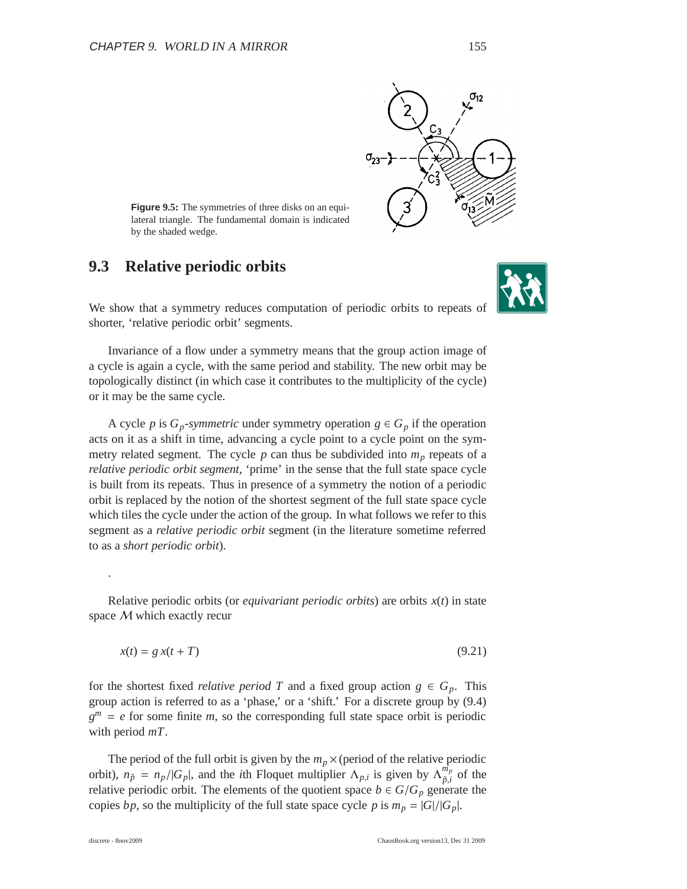**Figure 9.5:** The symmetries of three disks on an equilateral triangle. The fundamental domain is indicated by the shaded wedge.

## 9.3 Relative periodic orbits

We show that a symmetry reduces computation of periodic orbits to repeats of shorter, 'relative periodic orbit' segments.

Invariance of a flow under a symmetry means that the group action image of a cycle is again a cycle, with the same period and stability. The new orbit may be topologically distinct (in which case it contributes to the multiplicity of the cycle) or it may be the same cycle.

A cycle $p$ is $G_p$-*symmetric* under symmetry operation $g \in G_p$ if the operation acts on it as a shift in time, advancing a cycle point to a cycle point on the symmetry related segment. The cycle $p$ can thus be subdivided into $m_p$ repeats of a *relative periodic orbit segment*, 'prime' in the sense that the full state space cycle is built from its repeats. Thus in presence of a symmetry the notion of a periodic orbit is replaced by the notion of the shortest segment of the full state space cycle which tiles the cycle under the action of the group. In what follows we refer to this segment as a *relative periodic orbit* segment (in the literature sometime referred to as a *short periodic orbit*).

.

Relative periodic orbits (or *equivariant periodic orbits*) are orbits $x(t)$ in state space $\mathcal{M}$ which exactly recur

$$x(t) = g\, x(t+T) \tag{9.21}$$

for the shortest fixed *relative period* $T$ and a fixed group action $g \in G_p$. This group action is referred to as a 'phase,' or a 'shift.' For a discrete group by (9.4) $g^m = e$ for some finite $m$, so the corresponding full state space orbit is periodic with period $mT$.

The period of the full orbit is given by the $m_p \times$(period of the relative periodic orbit), $n_{\tilde{p}} = n_p/|G_p|$, and the $i$th Floquet multiplier $\Lambda_{p,i}$ is given by $\Lambda_{\tilde{p},i}^{m_p}$ of the relative periodic orbit. The elements of the quotient space $b \in G/G_p$ generate the copies $bp$, so the multiplicity of the full state space cycle $p$ is $m_p = |G|/|G_p|$.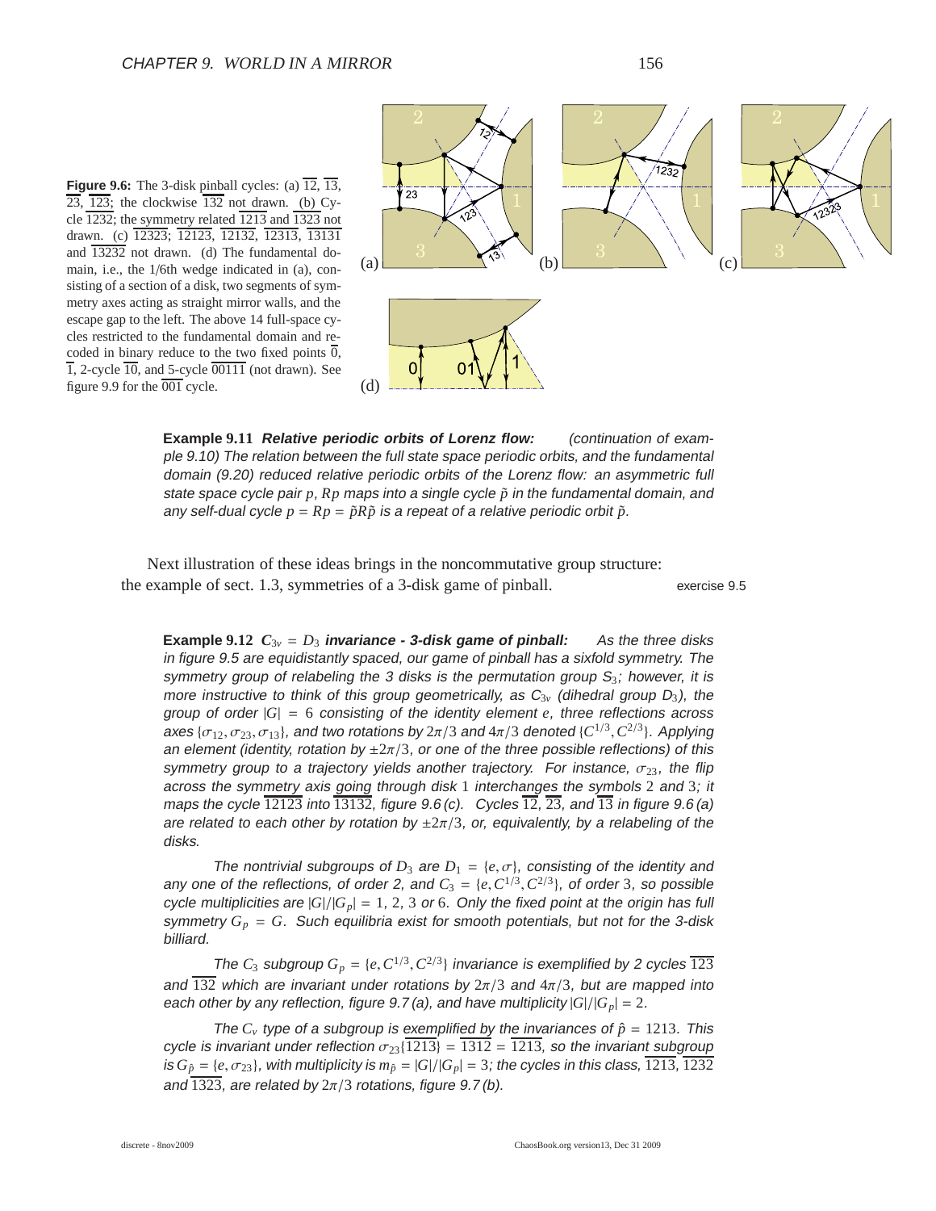**Figure 9.6:** The 3-disk pinball cycles: (a) $\overline{12}$, $\overline{13}$, $\overline{23}$, $\overline{123}$; the clockwise $\overline{132}$ not drawn. (b) Cycle $\overline{1232}$; the symmetry related $\overline{1213}$ and $\overline{1323}$ not drawn. (c) $\overline{12323}$; $\overline{12123}$, $\overline{12132}$, $\overline{12313}$, $\overline{13131}$ and $\overline{13232}$ not drawn. (d) The fundamental domain, i.e., the 1/6th wedge indicated in (a), consisting of a section of a disk, two segments of symmetry axes acting as straight mirror walls, and the escape gap to the left. The above 14 full-space cycles restricted to the fundamental domain and recoded in binary reduce to the two fixed points $\overline{0}$, $\overline{1}$, 2-cycle $\overline{10}$, and 5-cycle $\overline{00111}$ (not drawn). See figure 9.9 for the $\overline{001}$ cycle.

**Example 9.11** ***Relative periodic orbits of Lorenz flow:*** *(continuation of example 9.10) The relation between the full state space periodic orbits, and the fundamental domain (9.20) reduced relative periodic orbits of the Lorenz flow: an asymmetric full state space cycle pair $p, Rp$ maps into a single cycle $\tilde{p}$ in the fundamental domain, and any self-dual cycle $p = Rp = \tilde{p}R\tilde{p}$ is a repeat of a relative periodic orbit $\tilde{p}$.*

Next illustration of these ideas brings in the noncommutative group structure: the example of sect. 1.3, symmetries of a 3-disk game of pinball.

exercise 9.5

**Example 9.12** $C_{3v} = D_3$ ***invariance - 3-disk game of pinball:*** *As the three disks in figure 9.5 are equidistantly spaced, our game of pinball has a sixfold symmetry. The symmetry group of relabeling the 3 disks is the permutation group $S_3$; however, it is more instructive to think of this group geometrically, as $C_{3v}$ (dihedral group $D_3$), the group of order $|G| = 6$ consisting of the identity element $e$, three reflections across axes $\{\sigma_{12}, \sigma_{23}, \sigma_{13}\}$, and two rotations by $2\pi/3$ and $4\pi/3$ denoted $\{C^{1/3}, C^{2/3}\}$. Applying an element (identity, rotation by $\pm 2\pi/3$, or one of the three possible reflections) of this symmetry group to a trajectory yields another trajectory. For instance, $\sigma_{23}$, the flip across the symmetry axis going through disk 1 interchanges the symbols 2 and 3; it maps the cycle $\overline{12123}$ into $\overline{13132}$, figure 9.6 (c). Cycles $\overline{12}$, $\overline{23}$, and $\overline{13}$ in figure 9.6 (a) are related to each other by rotation by $\pm 2\pi/3$, or, equivalently, by a relabeling of the disks.*

*The nontrivial subgroups of $D_3$ are $D_1 = \{e, \sigma\}$, consisting of the identity and any one of the reflections, of order 2, and $C_3 = \{e, C^{1/3}, C^{2/3}\}$, of order 3, so possible cycle multiplicities are $|G|/|G_p| = 1$, 2, 3 or 6. Only the fixed point at the origin has full symmetry $G_p = G$. Such equilibria exist for smooth potentials, but not for the 3-disk billiard.*

*The $C_3$ subgroup $G_p = \{e, C^{1/3}, C^{2/3}\}$ invariance is exemplified by 2 cycles $\overline{123}$ and $\overline{132}$ which are invariant under rotations by $2\pi/3$ and $4\pi/3$, but are mapped into each other by any reflection, figure 9.7 (a), and have multiplicity $|G|/|G_p| = 2$.*

*The $C_v$ type of a subgroup is exemplified by the invariances of $\hat{p} = 1213$. This cycle is invariant under reflection $\sigma_{23}\{\overline{1213}\} = \overline{1312} = \overline{1213}$, so the invariant subgroup is $G_{\hat{p}} = \{e, \sigma_{23}\}$, with multiplicity is $m_{\hat{p}} = |G|/|G_p| = 3$; the cycles in this class, $\overline{1213}$, $\overline{1232}$ and $\overline{1323}$, are related by $2\pi/3$ rotations, figure 9.7 (b).*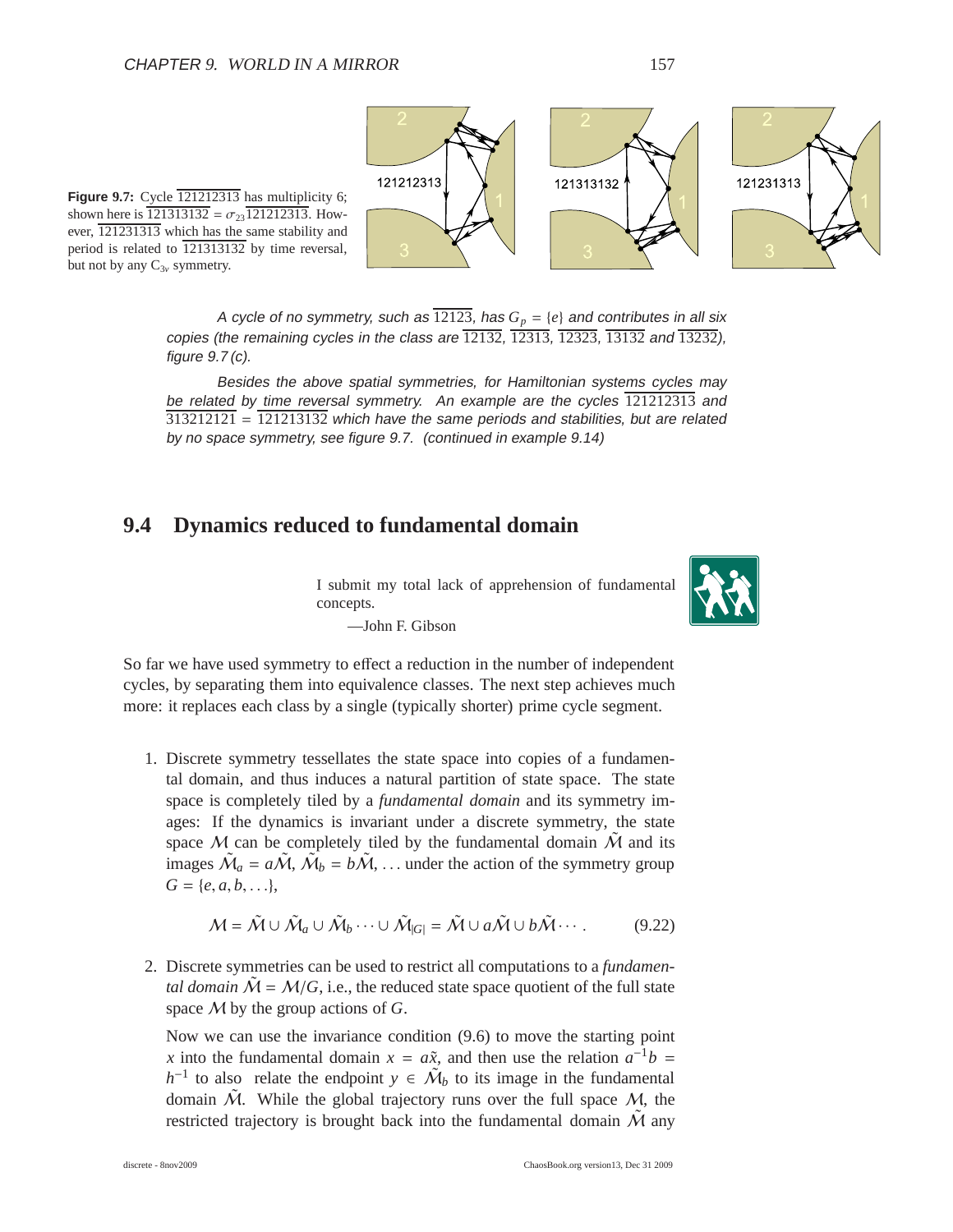**Figure 9.7:** Cycle $\overline{121212313}$ has multiplicity 6; shown here is $\overline{121313132} = \sigma_{23}\overline{121212313}$. However, $\overline{121231313}$ which has the same stability and period is related to $\overline{121313132}$ by time reversal, but not by any $C_{3v}$ symmetry.

121212313

121313132

121231313

*A cycle of no symmetry, such as $\overline{12123}$, has $G_p = \{e\}$ and contributes in all six copies (the remaining cycles in the class are $\overline{12132}$, $\overline{12313}$, $\overline{12323}$, $\overline{13132}$ and $\overline{13232}$), figure 9.7 (c).*

*Besides the above spatial symmetries, for Hamiltonian systems cycles may be related by time reversal symmetry. An example are the cycles $\overline{121212313}$ and $\overline{313212121} = \overline{121213132}$ which have the same periods and stabilities, but are related by no space symmetry, see figure 9.7. (continued in example 9.14)*

## 9.4 Dynamics reduced to fundamental domain

> I submit my total lack of apprehension of fundamental concepts.
>
> —John F. Gibson

So far we have used symmetry to effect a reduction in the number of independent cycles, by separating them into equivalence classes. The next step achieves much more: it replaces each class by a single (typically shorter) prime cycle segment.

1. Discrete symmetry tessellates the state space into copies of a fundamental domain, and thus induces a natural partition of state space. The state space is completely tiled by a *fundamental domain* and its symmetry images: If the dynamics is invariant under a discrete symmetry, the state space $\mathcal{M}$ can be completely tiled by the fundamental domain $\tilde{\mathcal{M}}$ and its images $\tilde{\mathcal{M}}_a = a\tilde{\mathcal{M}}$, $\tilde{\mathcal{M}}_b = b\tilde{\mathcal{M}}$, ... under the action of the symmetry group $G = \{e, a, b, \ldots\}$,

$$\mathcal{M} = \tilde{\mathcal{M}} \cup \tilde{\mathcal{M}}_a \cup \tilde{\mathcal{M}}_b \cdots \cup \tilde{\mathcal{M}}_{|G|} = \tilde{\mathcal{M}} \cup a\tilde{\mathcal{M}} \cup b\tilde{\mathcal{M}} \cdots . \tag{9.22}$$

2. Discrete symmetries can be used to restrict all computations to a *fundamental domain* $\tilde{\mathcal{M}} = \mathcal{M}/G$, i.e., the reduced state space quotient of the full state space $\mathcal{M}$ by the group actions of $G$.

   Now we can use the invariance condition (9.6) to move the starting point $x$ into the fundamental domain $x = a\tilde{x}$, and then use the relation $a^{-1}b = h^{-1}$ to also relate the endpoint $y \in \tilde{\mathcal{M}}_b$ to its image in the fundamental domain $\tilde{\mathcal{M}}$. While the global trajectory runs over the full space $\mathcal{M}$, the restricted trajectory is brought back into the fundamental domain $\tilde{\mathcal{M}}$ any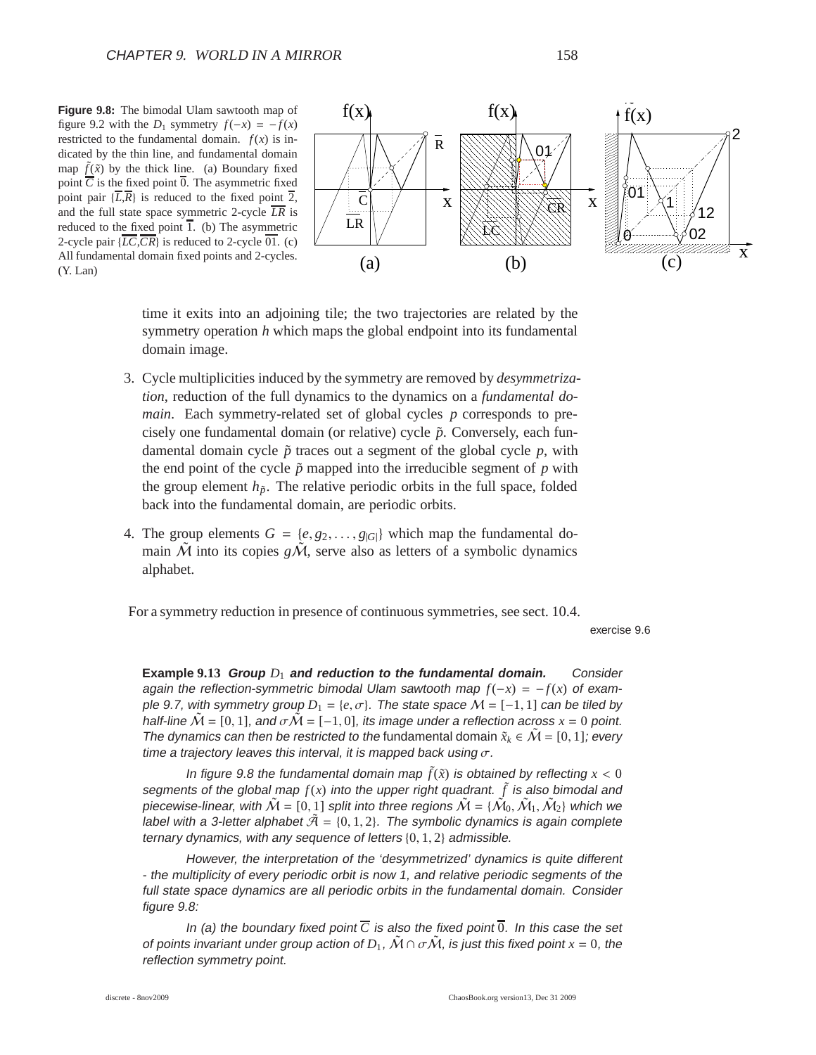**Figure 9.8:** The bimodal Ulam sawtooth map of figure 9.2 with the $D_1$ symmetry $f(-x) = -f(x)$ restricted to the fundamental domain. $f(x)$ is indicated by the thin line, and fundamental domain map $\tilde{f}(\tilde{x})$ by the thick line. (a) Boundary fixed point $\overline{C}$ is the fixed point $\overline{0}$. The asymmetric fixed point pair $\{\overline{L},\overline{R}\}$ is reduced to the fixed point $\overline{2}$, and the full state space symmetric 2-cycle $\overline{LR}$ is reduced to the fixed point $\overline{1}$. (b) The asymmetric 2-cycle pair $\{\overline{LC},\overline{CR}\}$ is reduced to 2-cycle $\overline{01}$. (c) All fundamental domain fixed points and 2-cycles. (Y. Lan)

f(x)
R
C
x
LR
(a)
f(x)
01
x
CR
LC
(b)
f(x)
2
01
1
12
0
02
x
(c)

time it exits into an adjoining tile; the two trajectories are related by the symmetry operation $h$ which maps the global endpoint into its fundamental domain image.

3. Cycle multiplicities induced by the symmetry are removed by *desymmetrization*, reduction of the full dynamics to the dynamics on a *fundamental domain*. Each symmetry-related set of global cycles $p$ corresponds to precisely one fundamental domain (or relative) cycle $\tilde{p}$. Conversely, each fundamental domain cycle $\tilde{p}$ traces out a segment of the global cycle $p$, with the end point of the cycle $\tilde{p}$ mapped into the irreducible segment of $p$ with the group element $h_{\tilde{p}}$. The relative periodic orbits in the full space, folded back into the fundamental domain, are periodic orbits.

4. The group elements $G = \{e, g_2, \ldots, g_{|G|}\}$ which map the fundamental domain $\tilde{\mathcal{M}}$ into its copies $g\tilde{\mathcal{M}}$, serve also as letters of a symbolic dynamics alphabet.

For a symmetry reduction in presence of continuous symmetries, see sect. 10.4.

exercise 9.6

**Example 9.13** ***Group*** $D_1$ ***and reduction to the fundamental domain.*** *Consider again the reflection-symmetric bimodal Ulam sawtooth map $f(-x) = -f(x)$ of example 9.7, with symmetry group $D_1 = \{e, \sigma\}$. The state space $\mathcal{M} = [-1, 1]$ can be tiled by half-line $\tilde{\mathcal{M}} = [0, 1]$, and $\sigma\tilde{\mathcal{M}} = [-1, 0]$, its image under a reflection across $x = 0$ point. The dynamics can then be restricted to the* fundamental domain *$\tilde{x}_k \in \tilde{\mathcal{M}} = [0, 1]$; every time a trajectory leaves this interval, it is mapped back using $\sigma$.*

*In figure 9.8 the fundamental domain map $\tilde{f}(\tilde{x})$ is obtained by reflecting $x < 0$ segments of the global map $f(x)$ into the upper right quadrant. $\tilde{f}$ is also bimodal and piecewise-linear, with $\tilde{\mathcal{M}} = [0, 1]$ split into three regions $\tilde{\mathcal{M}} = \{\tilde{\mathcal{M}}_0, \tilde{\mathcal{M}}_1, \tilde{\mathcal{M}}_2\}$ which we label with a 3-letter alphabet $\tilde{\mathcal{A}} = \{0, 1, 2\}$. The symbolic dynamics is again complete ternary dynamics, with any sequence of letters $\{0, 1, 2\}$ admissible.*

*However, the interpretation of the 'desymmetrized' dynamics is quite different - the multiplicity of every periodic orbit is now 1, and relative periodic segments of the full state space dynamics are all periodic orbits in the fundamental domain. Consider figure 9.8:*

*In (a) the boundary fixed point $\overline{C}$ is also the fixed point $\overline{0}$. In this case the set of points invariant under group action of $D_1$, $\tilde{\mathcal{M}} \cap \sigma\tilde{\mathcal{M}}$, is just this fixed point $x = 0$, the reflection symmetry point.*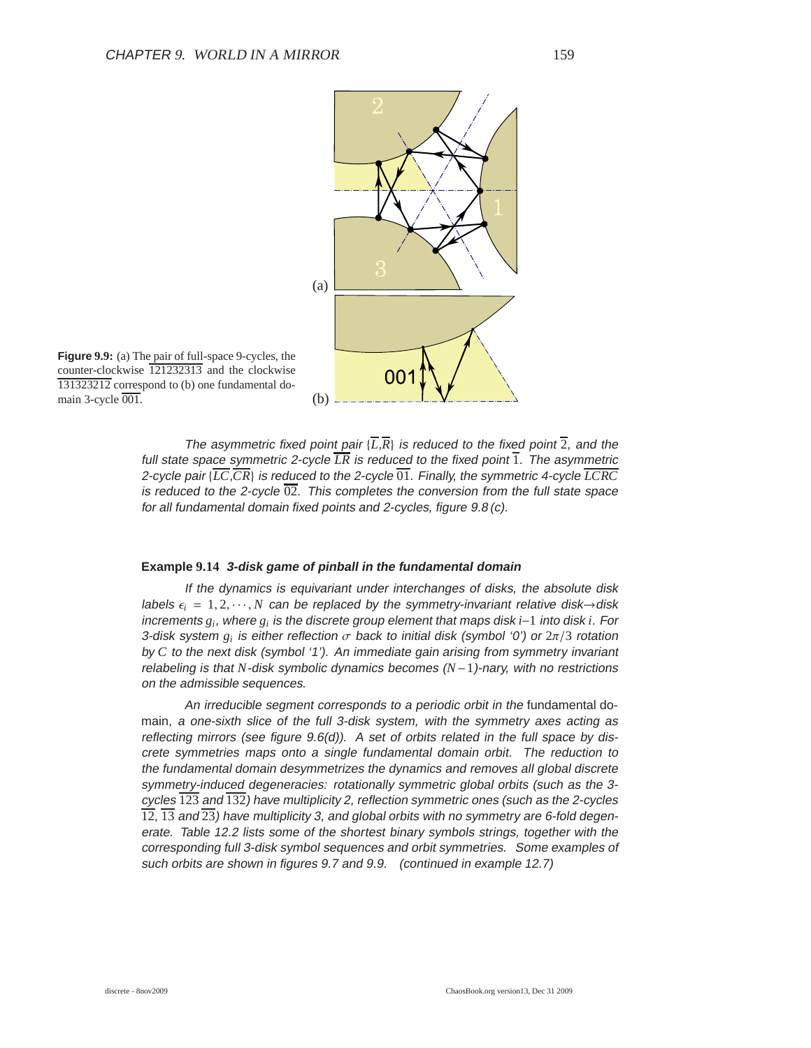**Figure 9.9:** (a) The pair of full-space 9-cycles, the counter-clockwise $\overline{121232313}$ and the clockwise $\overline{131323212}$ correspond to (b) one fundamental domain 3-cycle $\overline{001}$.

*The asymmetric fixed point pair $\{\overline{L},\overline{R}\}$ is reduced to the fixed point $\overline{2}$, and the full state space symmetric 2-cycle $\overline{LR}$ is reduced to the fixed point $\overline{1}$. The asymmetric 2-cycle pair $\{\overline{LC},\overline{CR}\}$ is reduced to the 2-cycle $\overline{01}$. Finally, the symmetric 4-cycle $\overline{LCRC}$ is reduced to the 2-cycle $\overline{02}$. This completes the conversion from the full state space for all fundamental domain fixed points and 2-cycles, figure 9.8 (c).*

**Example 9.14** ***3-disk game of pinball in the fundamental domain***

*If the dynamics is equivariant under interchanges of disks, the absolute disk labels $\epsilon_i = 1, 2, \cdots, N$ can be replaced by the symmetry-invariant relative disk→disk increments $g_i$, where $g_i$ is the discrete group element that maps disk $i$–1 into disk $i$. For 3-disk system $g_i$ is either reflection $\sigma$ back to initial disk (symbol '0') or $2\pi/3$ rotation by $C$ to the next disk (symbol '1'). An immediate gain arising from symmetry invariant relabeling is that $N$-disk symbolic dynamics becomes $(N-1)$-nary, with no restrictions on the admissible sequences.*

*An irreducible segment corresponds to a periodic orbit in the* fundamental domain, *a one-sixth slice of the full 3-disk system, with the symmetry axes acting as reflecting mirrors (see figure 9.6(d)). A set of orbits related in the full space by discrete symmetries maps onto a single fundamental domain orbit. The reduction to the fundamental domain desymmetrizes the dynamics and removes all global discrete symmetry-induced degeneracies: rotationally symmetric global orbits (such as the 3-cycles $\overline{123}$ and $\overline{132}$) have multiplicity 2, reflection symmetric ones (such as the 2-cycles $\overline{12}$, $\overline{13}$ and $\overline{23}$) have multiplicity 3, and global orbits with no symmetry are 6-fold degenerate. Table 12.2 lists some of the shortest binary symbols strings, together with the corresponding full 3-disk symbol sequences and orbit symmetries. Some examples of such orbits are shown in figures 9.7 and 9.9. (continued in example 12.7)*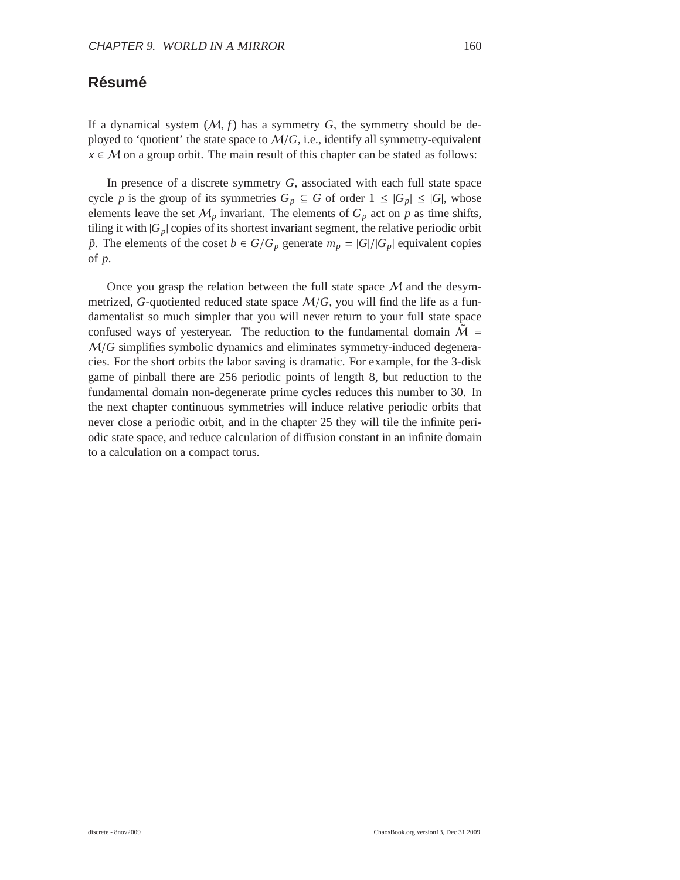## Résumé

If a dynamical system $(\mathcal{M}, f)$ has a symmetry $G$, the symmetry should be deployed to 'quotient' the state space to $\mathcal{M}/G$, i.e., identify all symmetry-equivalent $x \in \mathcal{M}$ on a group orbit. The main result of this chapter can be stated as follows:

In presence of a discrete symmetry $G$, associated with each full state space cycle $p$ is the group of its symmetries $G_p \subseteq G$ of order $1 \leq |G_p| \leq |G|$, whose elements leave the set $\mathcal{M}_p$ invariant. The elements of $G_p$ act on $p$ as time shifts, tiling it with $|G_p|$ copies of its shortest invariant segment, the relative periodic orbit $\tilde{p}$. The elements of the coset $b \in G/G_p$ generate $m_p = |G|/|G_p|$ equivalent copies of $p$.

Once you grasp the relation between the full state space $\mathcal{M}$ and the desymmetrized, $G$-quotiented reduced state space $\mathcal{M}/G$, you will find the life as a fundamentalist so much simpler that you will never return to your full state space confused ways of yesteryear. The reduction to the fundamental domain $\tilde{\mathcal{M}} = \mathcal{M}/G$ simplifies symbolic dynamics and eliminates symmetry-induced degeneracies. For the short orbits the labor saving is dramatic. For example, for the 3-disk game of pinball there are 256 periodic points of length 8, but reduction to the fundamental domain non-degenerate prime cycles reduces this number to 30. In the next chapter continuous symmetries will induce relative periodic orbits that never close a periodic orbit, and in the chapter 25 they will tile the infinite periodic state space, and reduce calculation of diffusion constant in an infinite domain to a calculation on a compact torus.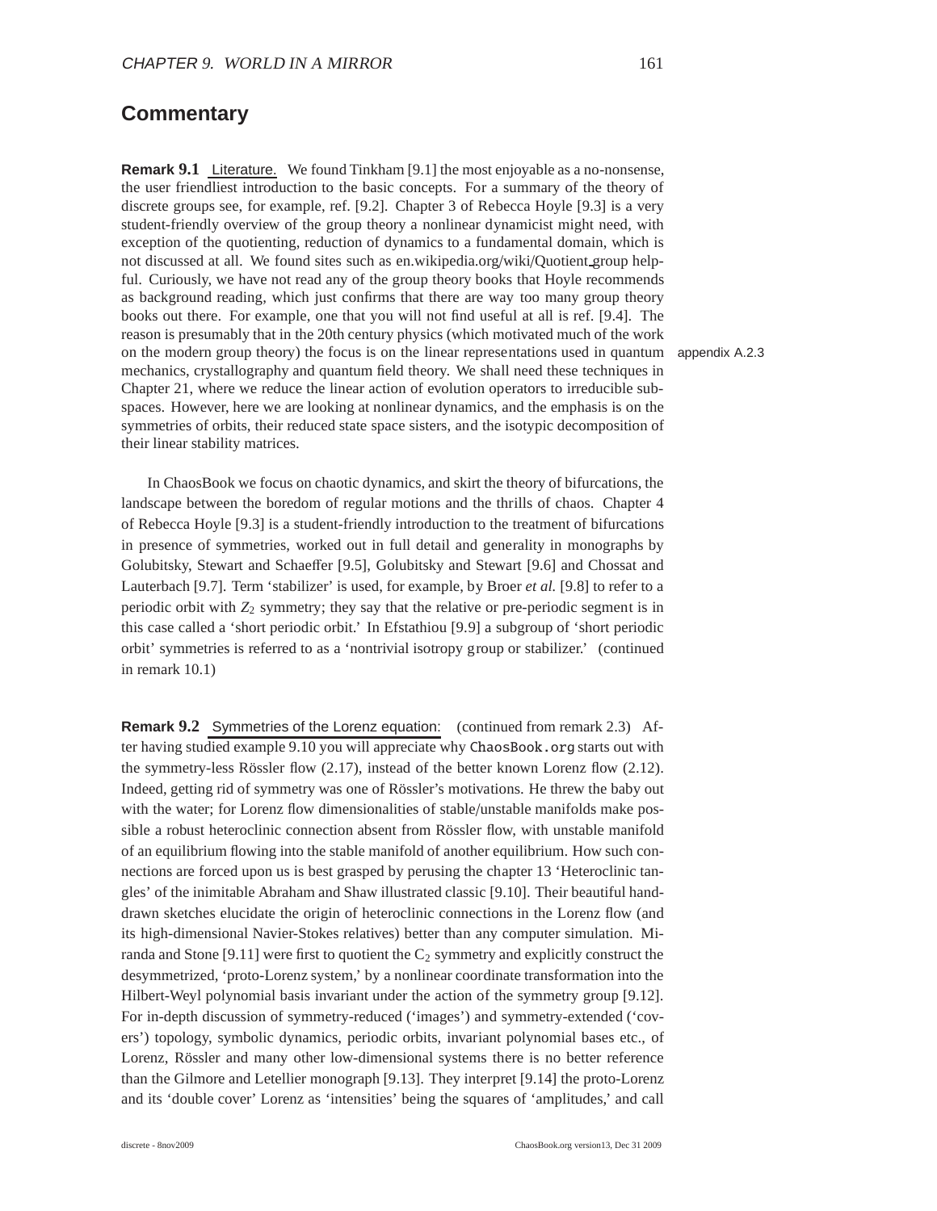## Commentary

**Remark 9.1** Literature. We found Tinkham [9.1] the most enjoyable as a no-nonsense, the user friendliest introduction to the basic concepts. For a summary of the theory of discrete groups see, for example, ref. [9.2]. Chapter 3 of Rebecca Hoyle [9.3] is a very student-friendly overview of the group theory a nonlinear dynamicist might need, with exception of the quotienting, reduction of dynamics to a fundamental domain, which is not discussed at all. We found sites such as en.wikipedia.org/wiki/Quotient_group helpful. Curiously, we have not read any of the group theory books that Hoyle recommends as background reading, which just confirms that there are way too many group theory books out there. For example, one that you will not find useful at all is ref. [9.4]. The reason is presumably that in the 20th century physics (which motivated much of the work on the modern group theory) the focus is on the linear representations used in quantum mechanics, crystallography and quantum field theory. We shall need these techniques in Chapter 21, where we reduce the linear action of evolution operators to irreducible subspaces. However, here we are looking at nonlinear dynamics, and the emphasis is on the symmetries of orbits, their reduced state space sisters, and the isotypic decomposition of their linear stability matrices.

appendix A.2.3

In ChaosBook we focus on chaotic dynamics, and skirt the theory of bifurcations, the landscape between the boredom of regular motions and the thrills of chaos. Chapter 4 of Rebecca Hoyle [9.3] is a student-friendly introduction to the treatment of bifurcations in presence of symmetries, worked out in full detail and generality in monographs by Golubitsky, Stewart and Schaeffer [9.5], Golubitsky and Stewart [9.6] and Chossat and Lauterbach [9.7]. Term 'stabilizer' is used, for example, by Broer *et al.* [9.8] to refer to a periodic orbit with $Z_2$ symmetry; they say that the relative or pre-periodic segment is in this case called a 'short periodic orbit.' In Efstathiou [9.9] a subgroup of 'short periodic orbit' symmetries is referred to as a 'nontrivial isotropy group or stabilizer.' (continued in remark 10.1)

**Remark 9.2** Symmetries of the Lorenz equation: (continued from remark 2.3) After having studied example 9.10 you will appreciate why ChaosBook.org starts out with the symmetry-less Rössler flow (2.17), instead of the better known Lorenz flow (2.12). Indeed, getting rid of symmetry was one of Rössler's motivations. He threw the baby out with the water; for Lorenz flow dimensionalities of stable/unstable manifolds make possible a robust heteroclinic connection absent from Rössler flow, with unstable manifold of an equilibrium flowing into the stable manifold of another equilibrium. How such connections are forced upon us is best grasped by perusing the chapter 13 'Heteroclinic tangles' of the inimitable Abraham and Shaw illustrated classic [9.10]. Their beautiful hand-drawn sketches elucidate the origin of heteroclinic connections in the Lorenz flow (and its high-dimensional Navier-Stokes relatives) better than any computer simulation. Miranda and Stone [9.11] were first to quotient the $C_2$ symmetry and explicitly construct the desymmetrized, 'proto-Lorenz system,' by a nonlinear coordinate transformation into the Hilbert-Weyl polynomial basis invariant under the action of the symmetry group [9.12]. For in-depth discussion of symmetry-reduced ('images') and symmetry-extended ('covers') topology, symbolic dynamics, periodic orbits, invariant polynomial bases etc., of Lorenz, Rössler and many other low-dimensional systems there is no better reference than the Gilmore and Letellier monograph [9.13]. They interpret [9.14] the proto-Lorenz and its 'double cover' Lorenz as 'intensities' being the squares of 'amplitudes,' and call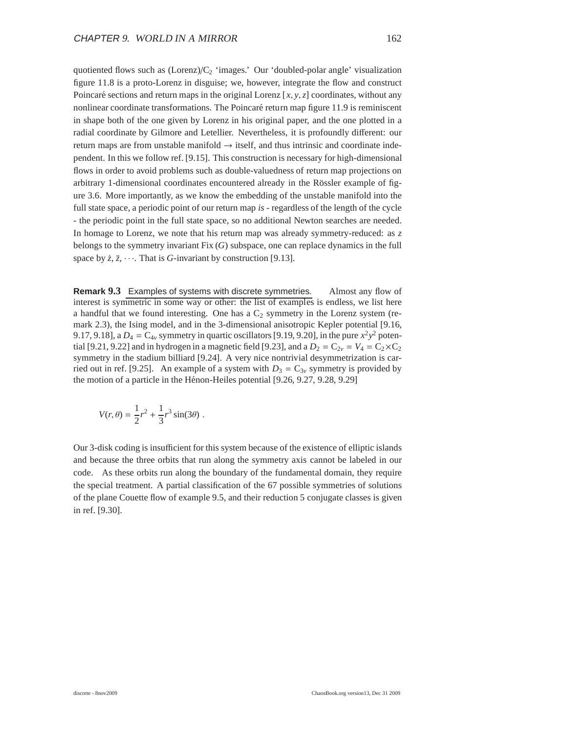quotiented flows such as (Lorenz)/$C_2$ 'images.' Our 'doubled-polar angle' visualization figure 11.8 is a proto-Lorenz in disguise; we, however, integrate the flow and construct Poincaré sections and return maps in the original Lorenz $[x, y, z]$ coordinates, without any nonlinear coordinate transformations. The Poincaré return map figure 11.9 is reminiscent in shape both of the one given by Lorenz in his original paper, and the one plotted in a radial coordinate by Gilmore and Letellier. Nevertheless, it is profoundly different: our return maps are from unstable manifold $\rightarrow$ itself, and thus intrinsic and coordinate independent. In this we follow ref. [9.15]. This construction is necessary for high-dimensional flows in order to avoid problems such as double-valuedness of return map projections on arbitrary 1-dimensional coordinates encountered already in the Rössler example of figure 3.6. More importantly, as we know the embedding of the unstable manifold into the full state space, a periodic point of our return map *is* - regardless of the length of the cycle - the periodic point in the full state space, so no additional Newton searches are needed. In homage to Lorenz, we note that his return map was already symmetry-reduced: as $z$ belongs to the symmetry invariant Fix $(G)$ subspace, one can replace dynamics in the full space by $\dot{z}, \ddot{z}, \cdots$. That is $G$-invariant by construction [9.13].

**Remark 9.3** Examples of systems with discrete symmetries. Almost any flow of interest is symmetric in some way or other: the list of examples is endless, we list here a handful that we found interesting. One has a $C_2$ symmetry in the Lorenz system (remark 2.3), the Ising model, and in the 3-dimensional anisotropic Kepler potential [9.16, 9.17, 9.18], a $D_4 = C_{4v}$ symmetry in quartic oscillators [9.19, 9.20], in the pure $x^2y^2$ potential [9.21, 9.22] and in hydrogen in a magnetic field [9.23], and a $D_2 = C_{2v} = V_4 = C_2 \times C_2$ symmetry in the stadium billiard [9.24]. A very nice nontrivial desymmetrization is carried out in ref. [9.25]. An example of a system with $D_3 = C_{3v}$ symmetry is provided by the motion of a particle in the Hénon-Heiles potential [9.26, 9.27, 9.28, 9.29]

$$V(r, \theta) = \frac{1}{2}r^2 + \frac{1}{3}r^3 \sin(3\theta) \ .$$

Our 3-disk coding is insufficient for this system because of the existence of elliptic islands and because the three orbits that run along the symmetry axis cannot be labeled in our code. As these orbits run along the boundary of the fundamental domain, they require the special treatment. A partial classification of the 67 possible symmetries of solutions of the plane Couette flow of example 9.5, and their reduction 5 conjugate classes is given in ref. [9.30].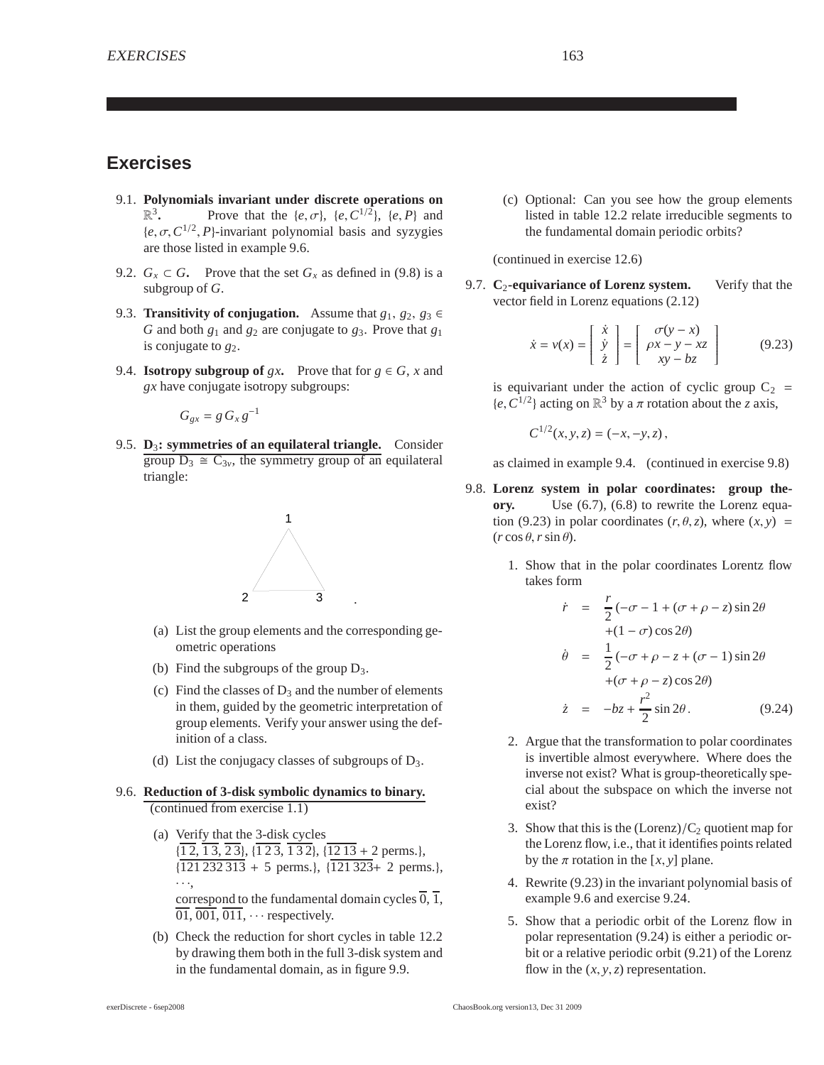## Exercises

9.1. **Polynomials invariant under discrete operations on $\mathbb{R}^3$.** Prove that the $\{e, \sigma\}$, $\{e, C^{1/2}\}$, $\{e, P\}$ and $\{e, \sigma, C^{1/2}, P\}$-invariant polynomial basis and syzygies are those listed in example 9.6.

9.2. **$G_x \subset G$.** Prove that the set $G_x$ as defined in (9.8) is a subgroup of $G$.

9.3. **Transitivity of conjugation.** Assume that $g_1$, $g_2$, $g_3 \in G$ and both $g_1$ and $g_2$ are conjugate to $g_3$. Prove that $g_1$ is conjugate to $g_2$.

9.4. **Isotropy subgroup of $gx$.** Prove that for $g \in G$, $x$ and $gx$ have conjugate isotropy subgroups:

$$G_{gx} = g\, G_x\, g^{-1}$$

9.5. **$D_3$: symmetries of an equilateral triangle.** Consider group $D_3 \cong C_{3v}$, the symmetry group of an equilateral triangle:

1

2 3 .

(a) List the group elements and the corresponding geometric operations

(b) Find the subgroups of the group $D_3$.

(c) Find the classes of $D_3$ and the number of elements in them, guided by the geometric interpretation of group elements. Verify your answer using the definition of a class.

(d) List the conjugacy classes of subgroups of $D_3$.

9.6. **Reduction of 3-disk symbolic dynamics to binary.** (continued from exercise 1.1)

(a) Verify that the 3-disk cycles $\{\overline{1\,2}, \overline{1\,3}, \overline{2\,3}\}$, $\{\overline{1\,2\,3}, \overline{1\,3\,2}\}$, $\{\overline{12\,13} + 2 \text{ perms.}\}$, $\{\overline{121\,232\,313} + 5 \text{ perms.}\}$, $\{\overline{121\,323} + 2 \text{ perms.}\}$, $\cdots$, correspond to the fundamental domain cycles $\overline{0}$, $\overline{1}$, $\overline{01}$, $\overline{001}$, $\overline{011}$, $\cdots$ respectively.

(b) Check the reduction for short cycles in table 12.2 by drawing them both in the full 3-disk system and in the fundamental domain, as in figure 9.9.

(c) Optional: Can you see how the group elements listed in table 12.2 relate irreducible segments to the fundamental domain periodic orbits?

(continued in exercise 12.6)

9.7. **$C_2$-equivariance of Lorenz system.** Verify that the vector field in Lorenz equations (2.12)

$$\dot{x} = v(x) = \begin{bmatrix} \dot{x} \\ \dot{y} \\ \dot{z} \end{bmatrix} = \begin{bmatrix} \sigma(y-x) \\ \rho x - y - xz \\ xy - bz \end{bmatrix} \tag{9.23}$$

is equivariant under the action of cyclic group $C_2 = \{e, C^{1/2}\}$ acting on $\mathbb{R}^3$ by a $\pi$ rotation about the $z$ axis,

$$C^{1/2}(x, y, z) = (-x, -y, z)\,,$$

as claimed in example 9.4. (continued in exercise 9.8)

9.8. **Lorenz system in polar coordinates: group theory.** Use (6.7), (6.8) to rewrite the Lorenz equation (9.23) in polar coordinates $(r, \theta, z)$, where $(x, y) = (r\cos\theta, r\sin\theta)$.

1. Show that in the polar coordinates Lorentz flow takes form

$$\begin{aligned} \dot{r} &= \frac{r}{2}(-\sigma - 1 + (\sigma + \rho - z)\sin 2\theta \\ &\quad + (1-\sigma)\cos 2\theta) \\ \dot{\theta} &= \frac{1}{2}(-\sigma + \rho - z + (\sigma - 1)\sin 2\theta \\ &\quad + (\sigma + \rho - z)\cos 2\theta) \\ \dot{z} &= -bz + \frac{r^2}{2}\sin 2\theta\,. \end{aligned} \tag{9.24}$$

2. Argue that the transformation to polar coordinates is invertible almost everywhere. Where does the inverse not exist? What is group-theoretically special about the subspace on which the inverse not exist?

3. Show that this is the $(\text{Lorenz})/C_2$ quotient map for the Lorenz flow, i.e., that it identifies points related by the $\pi$ rotation in the $[x, y]$ plane.

4. Rewrite (9.23) in the invariant polynomial basis of example 9.6 and exercise 9.24.

5. Show that a periodic orbit of the Lorenz flow in polar representation (9.24) is either a periodic orbit or a relative periodic orbit (9.21) of the Lorenz flow in the $(x, y, z)$ representation.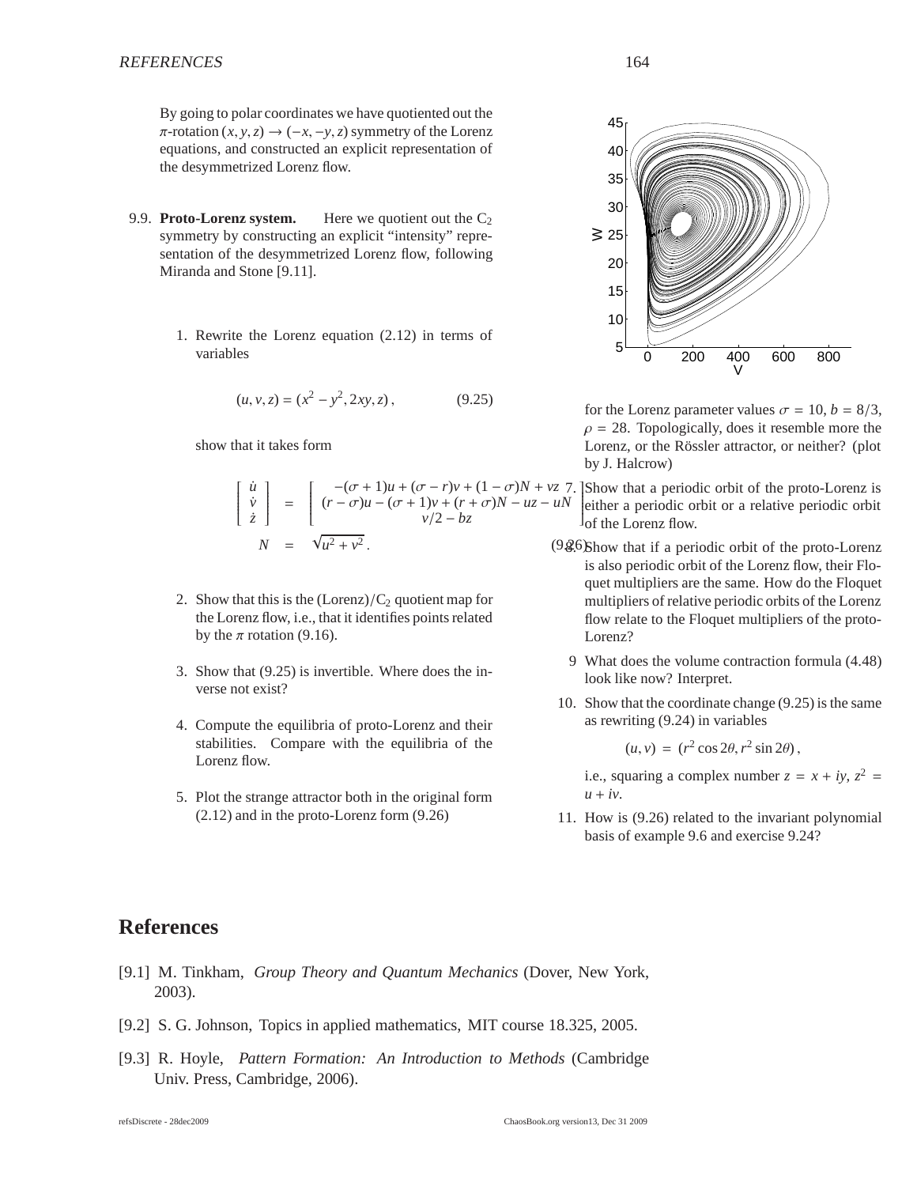By going to polar coordinates we have quotiented out the $\pi$-rotation $(x, y, z) \to (-x, -y, z)$ symmetry of the Lorenz equations, and constructed an explicit representation of the desymmetrized Lorenz flow.

9.9. **Proto-Lorenz system.** Here we quotient out the $C_2$ symmetry by constructing an explicit "intensity" representation of the desymmetrized Lorenz flow, following Miranda and Stone [9.11].

1. Rewrite the Lorenz equation (2.12) in terms of variables

$$(u, v, z) = (x^2 - y^2, 2xy, z)\,, \tag{9.25}$$

show that it takes form

$$\begin{aligned} \begin{bmatrix} \dot{u} \\ \dot{v} \\ \dot{z} \end{bmatrix} &= \begin{bmatrix} -(\sigma+1)u + (\sigma - r)v + (1-\sigma)N + vz \\ (r-\sigma)u - (\sigma+1)v + (r+\sigma)N - uz - uN \\ v/2 - bz \end{bmatrix} \\ N &= \sqrt{u^2+v^2}\,. \end{aligned} \tag{9.26}$$

2. Show that this is the (Lorenz)/$C_2$ quotient map for the Lorenz flow, i.e., that it identifies points related by the $\pi$ rotation (9.16).

3. Show that (9.25) is invertible. Where does the inverse not exist?

4. Compute the equilibria of proto-Lorenz and their stabilities. Compare with the equilibria of the Lorenz flow.

5. Plot the strange attractor both in the original form (2.12) and in the proto-Lorenz form (9.26)

45
40
35
30
25
20
15
10
5
W
0 200 400 600 800
V

for the Lorenz parameter values $\sigma = 10$, $b = 8/3$, $\rho = 28$. Topologically, does it resemble more the Lorenz, or the Rössler attractor, or neither? (plot by J. Halcrow)

7. Show that a periodic orbit of the proto-Lorenz is either a periodic orbit or a relative periodic orbit of the Lorenz flow.

8. Show that if a periodic orbit of the proto-Lorenz is also periodic orbit of the Lorenz flow, their Floquet multipliers are the same. How do the Floquet multipliers of relative periodic orbits of the Lorenz flow relate to the Floquet multipliers of the proto-Lorenz?

9 What does the volume contraction formula (4.48) look like now? Interpret.

10. Show that the coordinate change (9.25) is the same as rewriting (9.24) in variables

$$(u, v) = (r^2 \cos 2\theta, r^2 \sin 2\theta)\,,$$

i.e., squaring a complex number $z = x + iy$, $z^2 = u + iv$.

11. How is (9.26) related to the invariant polynomial basis of example 9.6 and exercise 9.24?

## References

[9.1] M. Tinkham, *Group Theory and Quantum Mechanics* (Dover, New York, 2003).

[9.2] S. G. Johnson, Topics in applied mathematics, MIT course 18.325, 2005.

[9.3] R. Hoyle, *Pattern Formation: An Introduction to Methods* (Cambridge Univ. Press, Cambridge, 2006).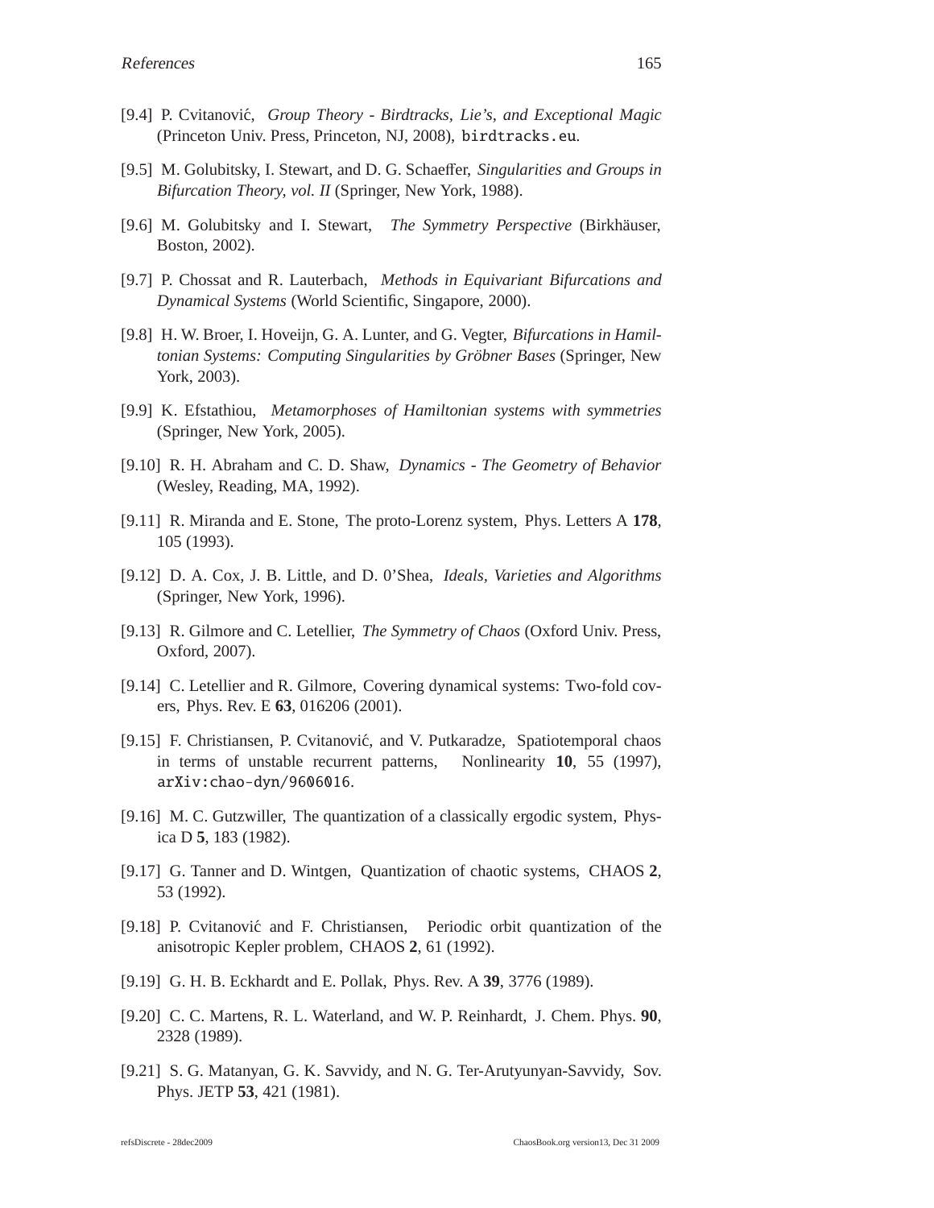[9.4] P. Cvitanović, *Group Theory - Birdtracks, Lie's, and Exceptional Magic* (Princeton Univ. Press, Princeton, NJ, 2008), `birdtracks.eu`.

[9.5] M. Golubitsky, I. Stewart, and D. G. Schaeffer, *Singularities and Groups in Bifurcation Theory, vol. II* (Springer, New York, 1988).

[9.6] M. Golubitsky and I. Stewart, *The Symmetry Perspective* (Birkhäuser, Boston, 2002).

[9.7] P. Chossat and R. Lauterbach, *Methods in Equivariant Bifurcations and Dynamical Systems* (World Scientific, Singapore, 2000).

[9.8] H. W. Broer, I. Hoveijn, G. A. Lunter, and G. Vegter, *Bifurcations in Hamiltonian Systems: Computing Singularities by Gröbner Bases* (Springer, New York, 2003).

[9.9] K. Efstathiou, *Metamorphoses of Hamiltonian systems with symmetries* (Springer, New York, 2005).

[9.10] R. H. Abraham and C. D. Shaw, *Dynamics - The Geometry of Behavior* (Wesley, Reading, MA, 1992).

[9.11] R. Miranda and E. Stone, The proto-Lorenz system, Phys. Letters A **178**, 105 (1993).

[9.12] D. A. Cox, J. B. Little, and D. 0'Shea, *Ideals, Varieties and Algorithms* (Springer, New York, 1996).

[9.13] R. Gilmore and C. Letellier, *The Symmetry of Chaos* (Oxford Univ. Press, Oxford, 2007).

[9.14] C. Letellier and R. Gilmore, Covering dynamical systems: Two-fold covers, Phys. Rev. E **63**, 016206 (2001).

[9.15] F. Christiansen, P. Cvitanović, and V. Putkaradze, Spatiotemporal chaos in terms of unstable recurrent patterns, Nonlinearity **10**, 55 (1997), `arXiv:chao-dyn/9606016`.

[9.16] M. C. Gutzwiller, The quantization of a classically ergodic system, Physica D **5**, 183 (1982).

[9.17] G. Tanner and D. Wintgen, Quantization of chaotic systems, CHAOS **2**, 53 (1992).

[9.18] P. Cvitanović and F. Christiansen, Periodic orbit quantization of the anisotropic Kepler problem, CHAOS **2**, 61 (1992).

[9.19] G. H. B. Eckhardt and E. Pollak, Phys. Rev. A **39**, 3776 (1989).

[9.20] C. C. Martens, R. L. Waterland, and W. P. Reinhardt, J. Chem. Phys. **90**, 2328 (1989).

[9.21] S. G. Matanyan, G. K. Savvidy, and N. G. Ter-Arutyunyan-Savvidy, Sov. Phys. JETP **53**, 421 (1981).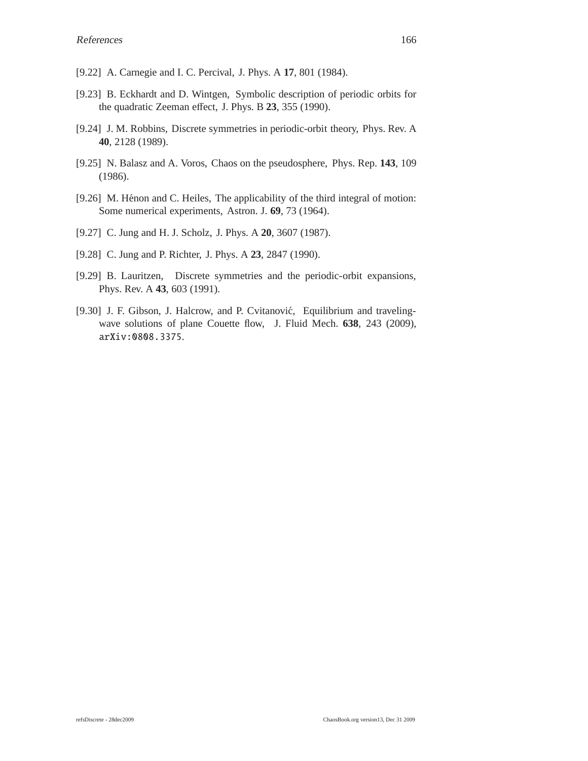[9.22] A. Carnegie and I. C. Percival, J. Phys. A **17**, 801 (1984).

[9.23] B. Eckhardt and D. Wintgen, Symbolic description of periodic orbits for the quadratic Zeeman effect, J. Phys. B **23**, 355 (1990).

[9.24] J. M. Robbins, Discrete symmetries in periodic-orbit theory, Phys. Rev. A **40**, 2128 (1989).

[9.25] N. Balasz and A. Voros, Chaos on the pseudosphere, Phys. Rep. **143**, 109 (1986).

[9.26] M. Hénon and C. Heiles, The applicability of the third integral of motion: Some numerical experiments, Astron. J. **69**, 73 (1964).

[9.27] C. Jung and H. J. Scholz, J. Phys. A **20**, 3607 (1987).

[9.28] C. Jung and P. Richter, J. Phys. A **23**, 2847 (1990).

[9.29] B. Lauritzen, Discrete symmetries and the periodic-orbit expansions, Phys. Rev. A **43**, 603 (1991).

[9.30] J. F. Gibson, J. Halcrow, and P. Cvitanović, Equilibrium and traveling-wave solutions of plane Couette flow, J. Fluid Mech. **638**, 243 (2009), arXiv:0808.3375.